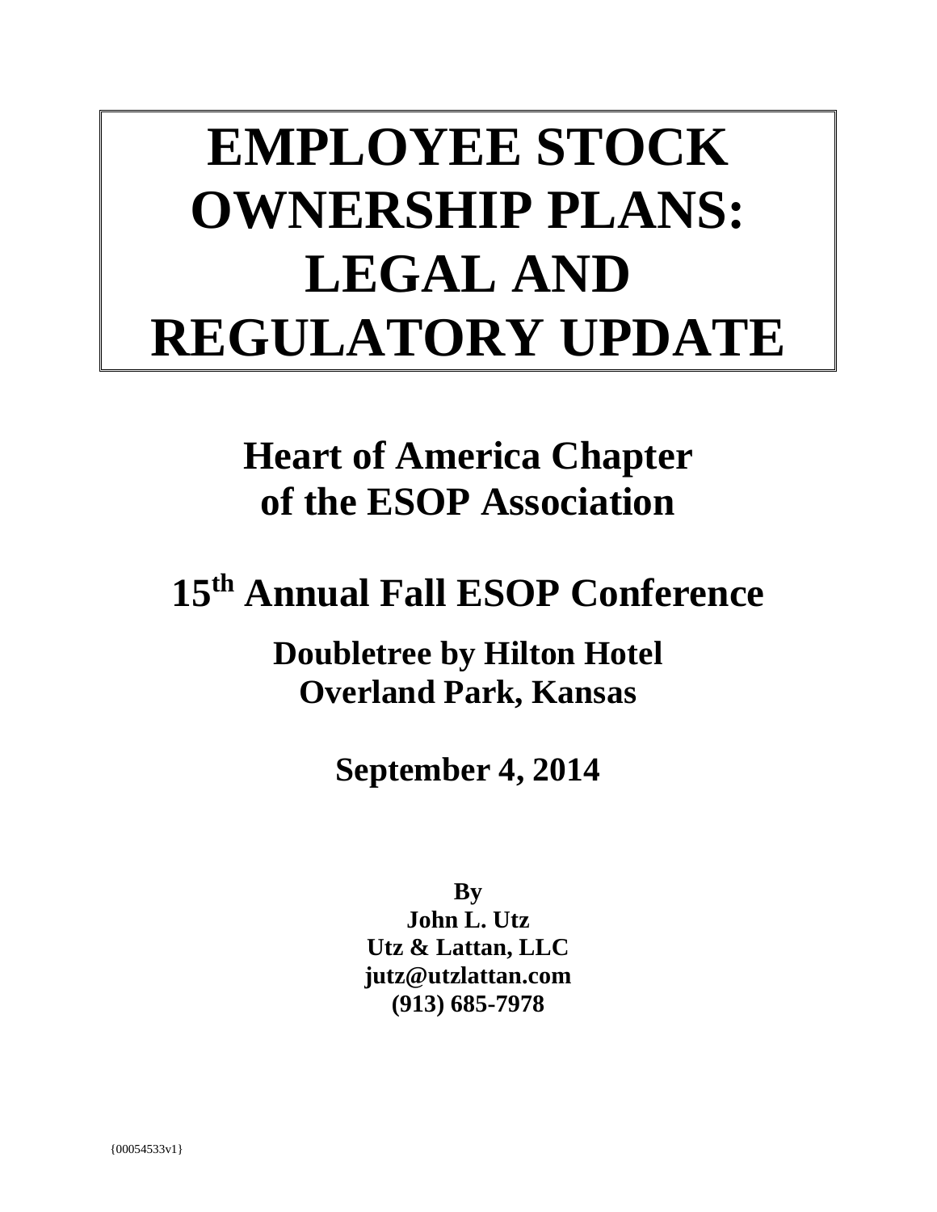# EMPLOYEE STOCK OWNERSHIP PLANS: LEGAL AND REGULATORY UPDATE

## Heart of America Chapter of the ESOP Association

## 15th Annual Fall ESOP Conference

### Doubletree by Hilton Hotel
### Overland Park, Kansas

### September 4, 2014

**By**
**John L. Utz**
**Utz & Lattan, LLC**
**jutz@utzlattan.com**
**(913) 685-7978**

{00054533v1}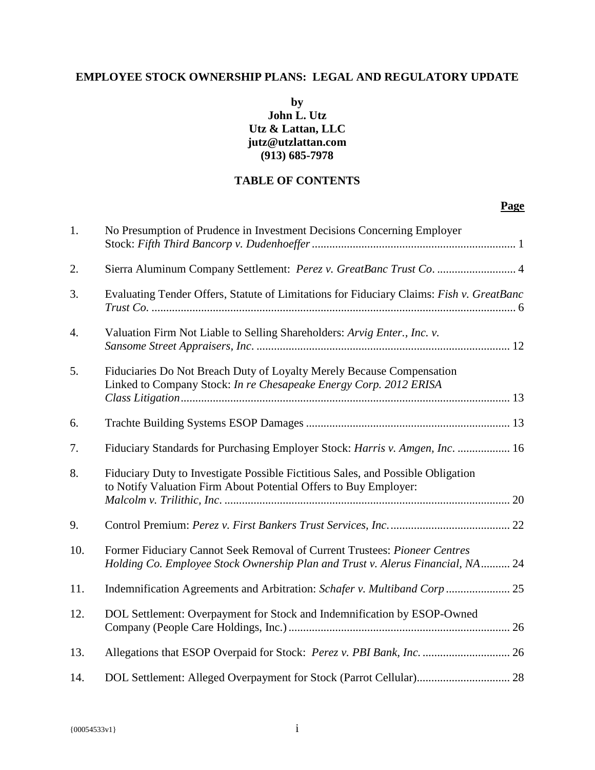**EMPLOYEE STOCK OWNERSHIP PLANS: LEGAL AND REGULATORY UPDATE**

**by**
**John L. Utz**
**Utz & Lattan, LLC**
**jutz@utzlattan.com**
**(913) 685-7978**

**TABLE OF CONTENTS**

| | | **Page** |
|---|---|---|
| 1. | No Presumption of Prudence in Investment Decisions Concerning Employer Stock: *Fifth Third Bancorp v. Dudenhoeffer* | 1 |
| 2. | Sierra Aluminum Company Settlement: *Perez v. GreatBanc Trust Co.* | 4 |
| 3. | Evaluating Tender Offers, Statute of Limitations for Fiduciary Claims: *Fish v. GreatBanc Trust Co.* | 6 |
| 4. | Valuation Firm Not Liable to Selling Shareholders: *Arvig Enter., Inc. v. Sansome Street Appraisers, Inc.* | 12 |
| 5. | Fiduciaries Do Not Breach Duty of Loyalty Merely Because Compensation Linked to Company Stock: *In re Chesapeake Energy Corp. 2012 ERISA Class Litigation* | 13 |
| 6. | Trachte Building Systems ESOP Damages | 13 |
| 7. | Fiduciary Standards for Purchasing Employer Stock: *Harris v. Amgen, Inc.* | 16 |
| 8. | Fiduciary Duty to Investigate Possible Fictitious Sales, and Possible Obligation to Notify Valuation Firm About Potential Offers to Buy Employer: *Malcolm v. Trilithic, Inc.* | 20 |
| 9. | Control Premium: *Perez v. First Bankers Trust Services, Inc.* | 22 |
| 10. | Former Fiduciary Cannot Seek Removal of Current Trustees: *Pioneer Centres Holding Co. Employee Stock Ownership Plan and Trust v. Alerus Financial, NA* | 24 |
| 11. | Indemnification Agreements and Arbitration: *Schafer v. Multiband Corp* | 25 |
| 12. | DOL Settlement: Overpayment for Stock and Indemnification by ESOP-Owned Company (People Care Holdings, Inc.) | 26 |
| 13. | Allegations that ESOP Overpaid for Stock: *Perez v. PBI Bank, Inc.* | 26 |
| 14. | DOL Settlement: Alleged Overpayment for Stock (Parrot Cellular) | 28 |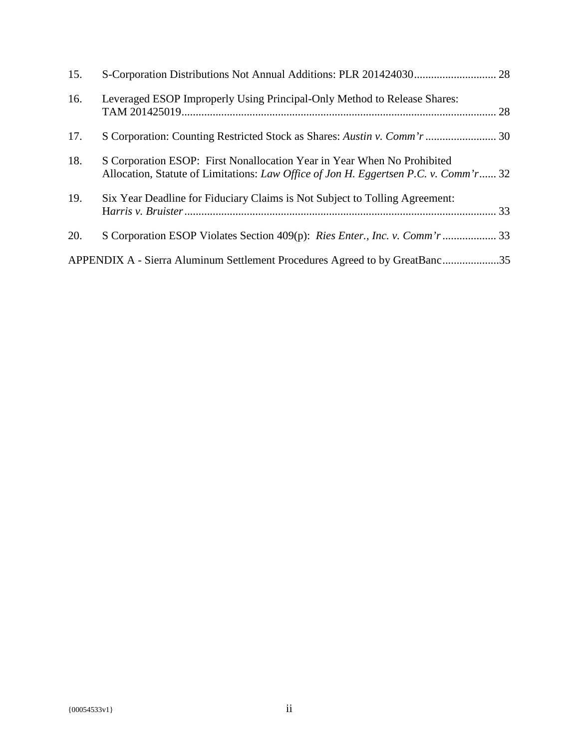15. S-Corporation Distributions Not Annual Additions: PLR 201424030 ............................. 28

16. Leveraged ESOP Improperly Using Principal-Only Method to Release Shares: TAM 201425019 ............................................................................................................... 28

17. S Corporation: Counting Restricted Stock as Shares: *Austin v. Comm'r* ......................... 30

18. S Corporation ESOP: First Nonallocation Year in Year When No Prohibited Allocation, Statute of Limitations: *Law Office of Jon H. Eggertsen P.C. v. Comm'r* ...... 32

19. Six Year Deadline for Fiduciary Claims is Not Subject to Tolling Agreement: H*arris v. Bruister* .............................................................................................................. 33

20. S Corporation ESOP Violates Section 409(p): *Ries Enter., Inc. v. Comm'r* ................... 33

APPENDIX A - Sierra Aluminum Settlement Procedures Agreed to by GreatBanc....................35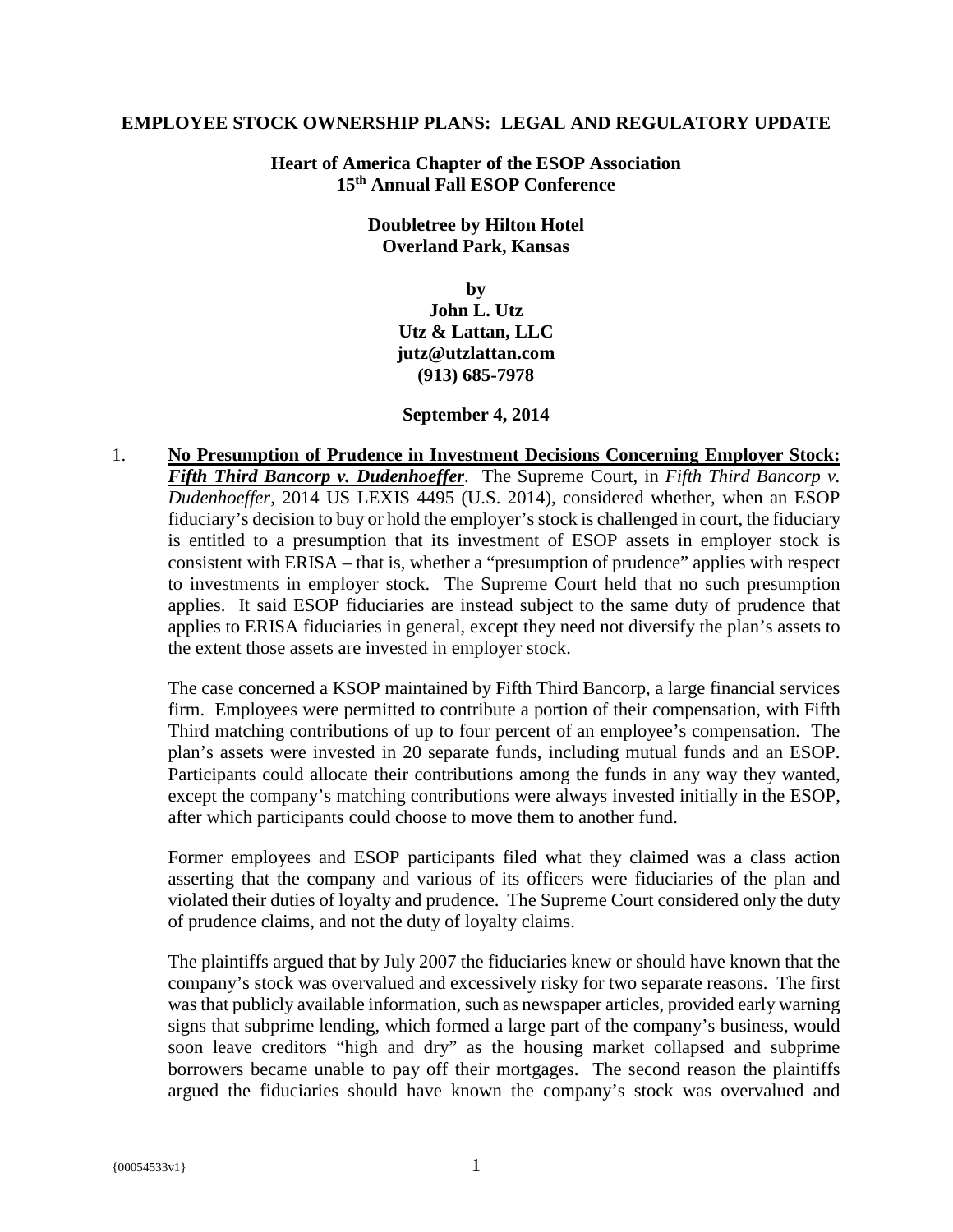**EMPLOYEE STOCK OWNERSHIP PLANS: LEGAL AND REGULATORY UPDATE**

**Heart of America Chapter of the ESOP Association**
**15th Annual Fall ESOP Conference**

**Doubletree by Hilton Hotel**
**Overland Park, Kansas**

**by**
**John L. Utz**
**Utz & Lattan, LLC**
**jutz@utzlattan.com**
**(913) 685-7978**

**September 4, 2014**

1. **No Presumption of Prudence in Investment Decisions Concerning Employer Stock: *Fifth Third Bancorp v. Dudenhoeffer*.** The Supreme Court, in *Fifth Third Bancorp v. Dudenhoeffer*, 2014 US LEXIS 4495 (U.S. 2014), considered whether, when an ESOP fiduciary's decision to buy or hold the employer's stock is challenged in court, the fiduciary is entitled to a presumption that its investment of ESOP assets in employer stock is consistent with ERISA – that is, whether a "presumption of prudence" applies with respect to investments in employer stock. The Supreme Court held that no such presumption applies. It said ESOP fiduciaries are instead subject to the same duty of prudence that applies to ERISA fiduciaries in general, except they need not diversify the plan's assets to the extent those assets are invested in employer stock.

   The case concerned a KSOP maintained by Fifth Third Bancorp, a large financial services firm. Employees were permitted to contribute a portion of their compensation, with Fifth Third matching contributions of up to four percent of an employee's compensation. The plan's assets were invested in 20 separate funds, including mutual funds and an ESOP. Participants could allocate their contributions among the funds in any way they wanted, except the company's matching contributions were always invested initially in the ESOP, after which participants could choose to move them to another fund.

   Former employees and ESOP participants filed what they claimed was a class action asserting that the company and various of its officers were fiduciaries of the plan and violated their duties of loyalty and prudence. The Supreme Court considered only the duty of prudence claims, and not the duty of loyalty claims.

   The plaintiffs argued that by July 2007 the fiduciaries knew or should have known that the company's stock was overvalued and excessively risky for two separate reasons. The first was that publicly available information, such as newspaper articles, provided early warning signs that subprime lending, which formed a large part of the company's business, would soon leave creditors "high and dry" as the housing market collapsed and subprime borrowers became unable to pay off their mortgages. The second reason the plaintiffs argued the fiduciaries should have known the company's stock was overvalued and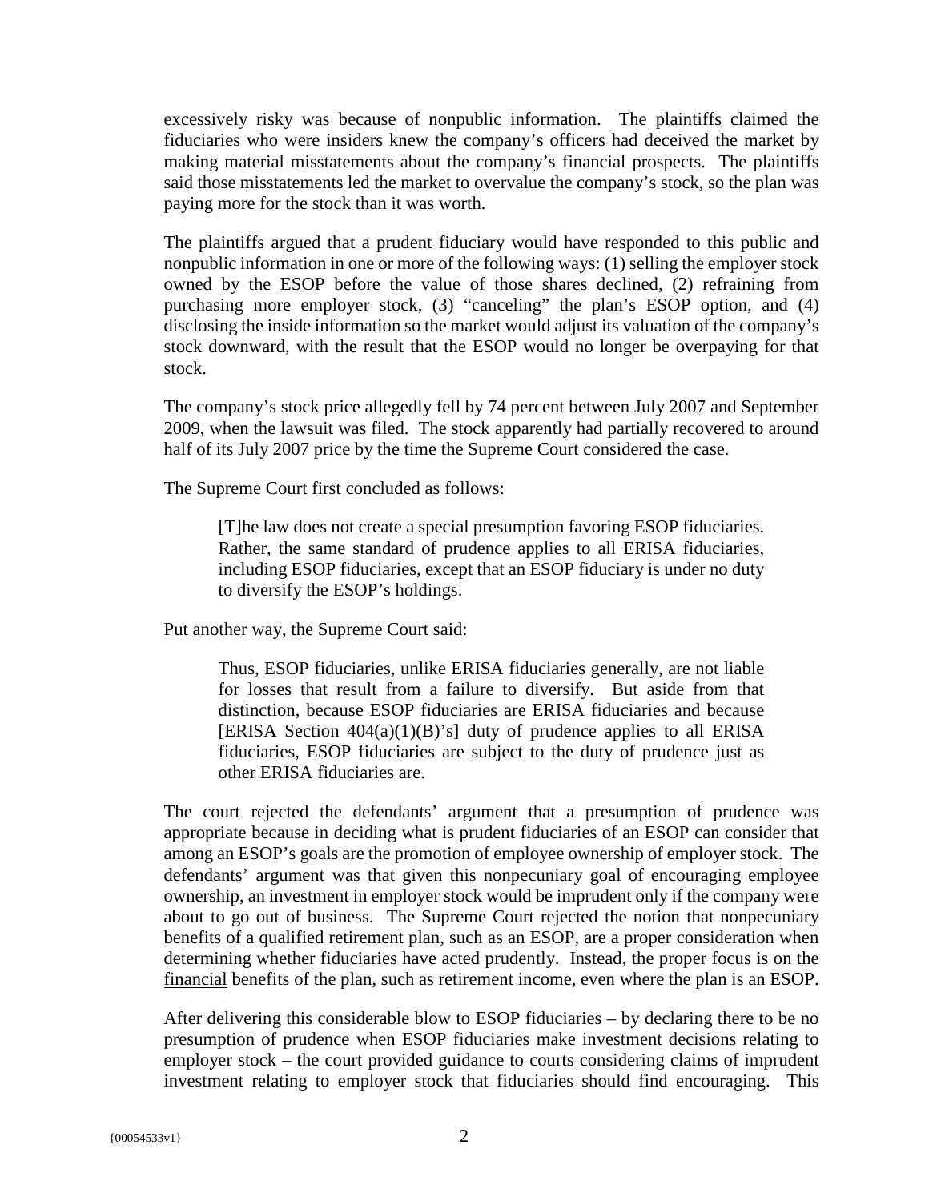excessively risky was because of nonpublic information. The plaintiffs claimed the fiduciaries who were insiders knew the company's officers had deceived the market by making material misstatements about the company's financial prospects. The plaintiffs said those misstatements led the market to overvalue the company's stock, so the plan was paying more for the stock than it was worth.

The plaintiffs argued that a prudent fiduciary would have responded to this public and nonpublic information in one or more of the following ways: (1) selling the employer stock owned by the ESOP before the value of those shares declined, (2) refraining from purchasing more employer stock, (3) "canceling" the plan's ESOP option, and (4) disclosing the inside information so the market would adjust its valuation of the company's stock downward, with the result that the ESOP would no longer be overpaying for that stock.

The company's stock price allegedly fell by 74 percent between July 2007 and September 2009, when the lawsuit was filed. The stock apparently had partially recovered to around half of its July 2007 price by the time the Supreme Court considered the case.

The Supreme Court first concluded as follows:

> [T]he law does not create a special presumption favoring ESOP fiduciaries. Rather, the same standard of prudence applies to all ERISA fiduciaries, including ESOP fiduciaries, except that an ESOP fiduciary is under no duty to diversify the ESOP's holdings.

Put another way, the Supreme Court said:

> Thus, ESOP fiduciaries, unlike ERISA fiduciaries generally, are not liable for losses that result from a failure to diversify. But aside from that distinction, because ESOP fiduciaries are ERISA fiduciaries and because [ERISA Section 404(a)(1)(B)'s] duty of prudence applies to all ERISA fiduciaries, ESOP fiduciaries are subject to the duty of prudence just as other ERISA fiduciaries are.

The court rejected the defendants' argument that a presumption of prudence was appropriate because in deciding what is prudent fiduciaries of an ESOP can consider that among an ESOP's goals are the promotion of employee ownership of employer stock. The defendants' argument was that given this nonpecuniary goal of encouraging employee ownership, an investment in employer stock would be imprudent only if the company were about to go out of business. The Supreme Court rejected the notion that nonpecuniary benefits of a qualified retirement plan, such as an ESOP, are a proper consideration when determining whether fiduciaries have acted prudently. Instead, the proper focus is on the <u>financial</u> benefits of the plan, such as retirement income, even where the plan is an ESOP.

After delivering this considerable blow to ESOP fiduciaries – by declaring there to be no presumption of prudence when ESOP fiduciaries make investment decisions relating to employer stock – the court provided guidance to courts considering claims of imprudent investment relating to employer stock that fiduciaries should find encouraging. This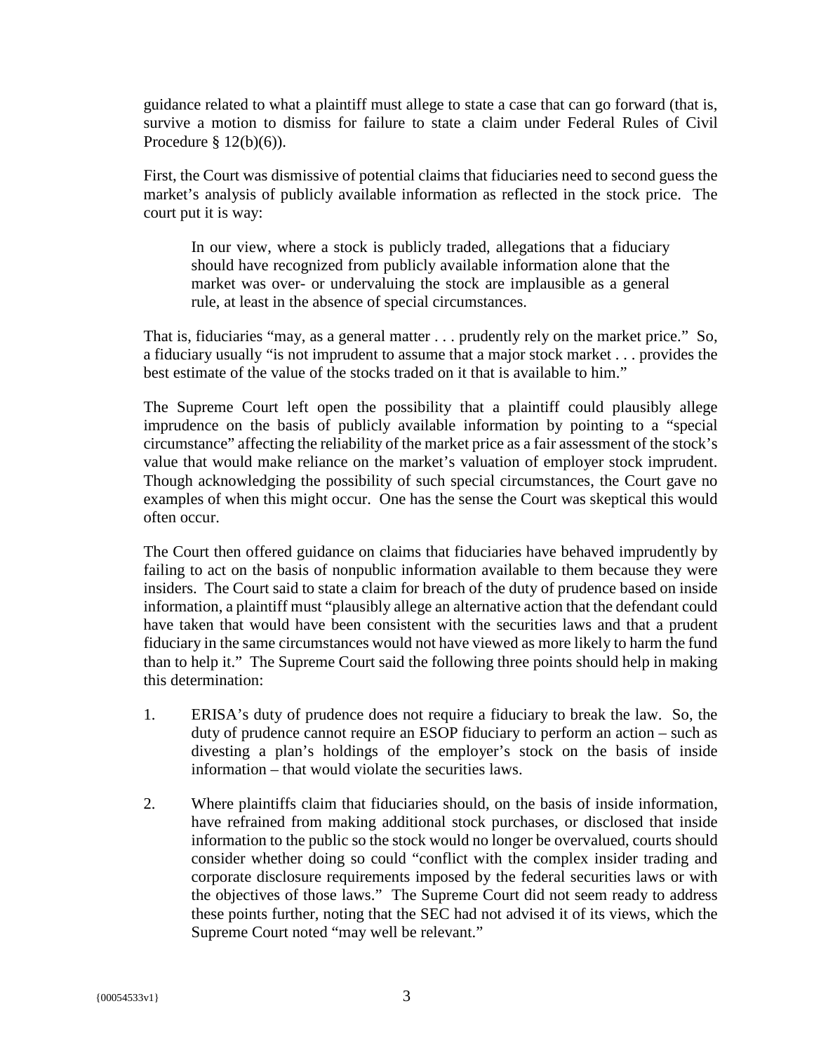guidance related to what a plaintiff must allege to state a case that can go forward (that is, survive a motion to dismiss for failure to state a claim under Federal Rules of Civil Procedure § 12(b)(6)).

First, the Court was dismissive of potential claims that fiduciaries need to second guess the market's analysis of publicly available information as reflected in the stock price. The court put it is way:

> In our view, where a stock is publicly traded, allegations that a fiduciary should have recognized from publicly available information alone that the market was over- or undervaluing the stock are implausible as a general rule, at least in the absence of special circumstances.

That is, fiduciaries "may, as a general matter . . . prudently rely on the market price." So, a fiduciary usually "is not imprudent to assume that a major stock market . . . provides the best estimate of the value of the stocks traded on it that is available to him."

The Supreme Court left open the possibility that a plaintiff could plausibly allege imprudence on the basis of publicly available information by pointing to a "special circumstance" affecting the reliability of the market price as a fair assessment of the stock's value that would make reliance on the market's valuation of employer stock imprudent. Though acknowledging the possibility of such special circumstances, the Court gave no examples of when this might occur. One has the sense the Court was skeptical this would often occur.

The Court then offered guidance on claims that fiduciaries have behaved imprudently by failing to act on the basis of nonpublic information available to them because they were insiders. The Court said to state a claim for breach of the duty of prudence based on inside information, a plaintiff must "plausibly allege an alternative action that the defendant could have taken that would have been consistent with the securities laws and that a prudent fiduciary in the same circumstances would not have viewed as more likely to harm the fund than to help it." The Supreme Court said the following three points should help in making this determination:

1. ERISA's duty of prudence does not require a fiduciary to break the law. So, the duty of prudence cannot require an ESOP fiduciary to perform an action – such as divesting a plan's holdings of the employer's stock on the basis of inside information – that would violate the securities laws.

2. Where plaintiffs claim that fiduciaries should, on the basis of inside information, have refrained from making additional stock purchases, or disclosed that inside information to the public so the stock would no longer be overvalued, courts should consider whether doing so could "conflict with the complex insider trading and corporate disclosure requirements imposed by the federal securities laws or with the objectives of those laws." The Supreme Court did not seem ready to address these points further, noting that the SEC had not advised it of its views, which the Supreme Court noted "may well be relevant."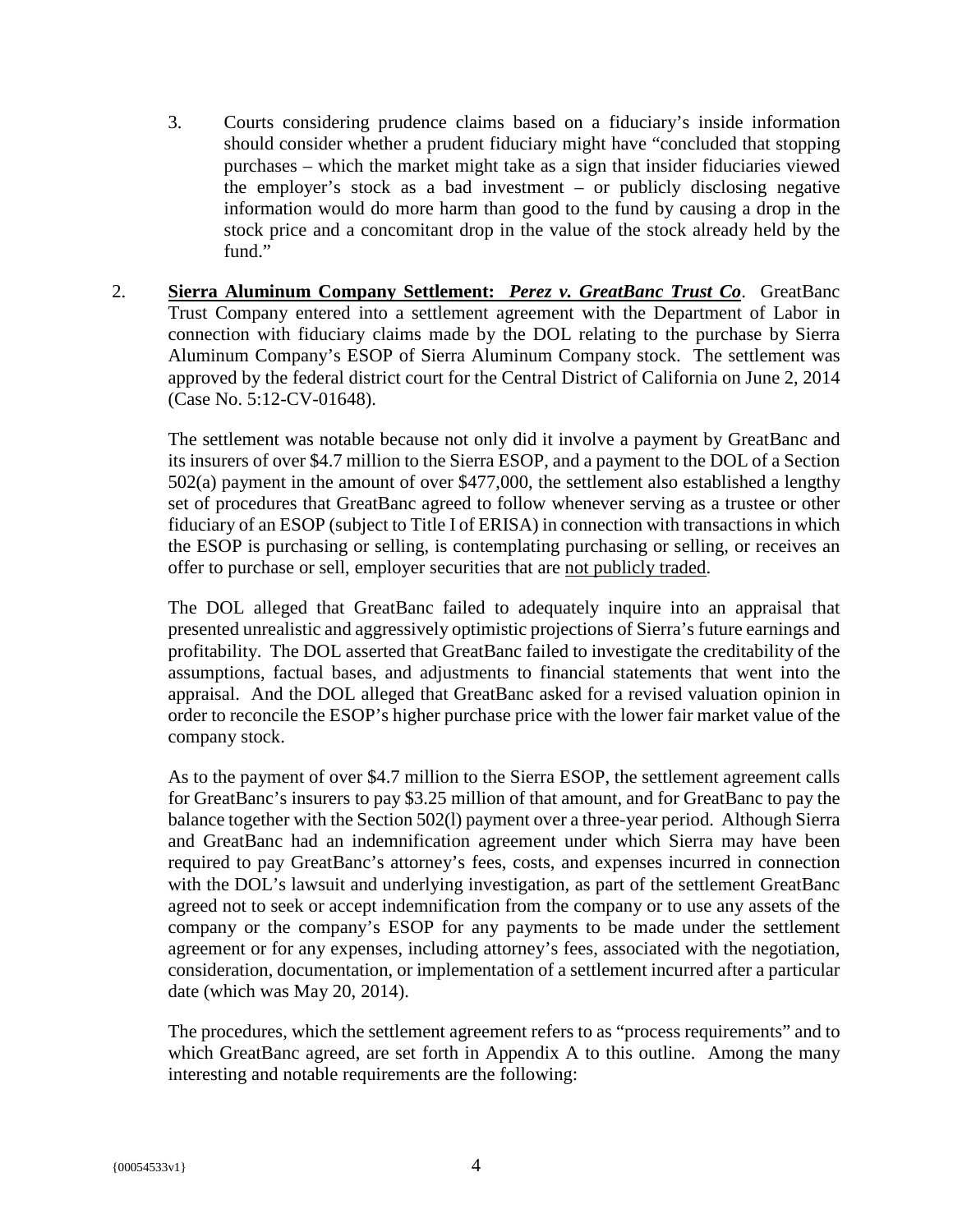3. Courts considering prudence claims based on a fiduciary's inside information should consider whether a prudent fiduciary might have "concluded that stopping purchases – which the market might take as a sign that insider fiduciaries viewed the employer's stock as a bad investment – or publicly disclosing negative information would do more harm than good to the fund by causing a drop in the stock price and a concomitant drop in the value of the stock already held by the fund."

2. **Sierra Aluminum Company Settlement: *Perez v. GreatBanc Trust Co*.** GreatBanc Trust Company entered into a settlement agreement with the Department of Labor in connection with fiduciary claims made by the DOL relating to the purchase by Sierra Aluminum Company's ESOP of Sierra Aluminum Company stock. The settlement was approved by the federal district court for the Central District of California on June 2, 2014 (Case No. 5:12-CV-01648).

   The settlement was notable because not only did it involve a payment by GreatBanc and its insurers of over $4.7 million to the Sierra ESOP, and a payment to the DOL of a Section 502(a) payment in the amount of over $477,000, the settlement also established a lengthy set of procedures that GreatBanc agreed to follow whenever serving as a trustee or other fiduciary of an ESOP (subject to Title I of ERISA) in connection with transactions in which the ESOP is purchasing or selling, is contemplating purchasing or selling, or receives an offer to purchase or sell, employer securities that are <u>not publicly traded</u>.

   The DOL alleged that GreatBanc failed to adequately inquire into an appraisal that presented unrealistic and aggressively optimistic projections of Sierra's future earnings and profitability. The DOL asserted that GreatBanc failed to investigate the creditability of the assumptions, factual bases, and adjustments to financial statements that went into the appraisal. And the DOL alleged that GreatBanc asked for a revised valuation opinion in order to reconcile the ESOP's higher purchase price with the lower fair market value of the company stock.

   As to the payment of over $4.7 million to the Sierra ESOP, the settlement agreement calls for GreatBanc's insurers to pay $3.25 million of that amount, and for GreatBanc to pay the balance together with the Section 502(l) payment over a three-year period. Although Sierra and GreatBanc had an indemnification agreement under which Sierra may have been required to pay GreatBanc's attorney's fees, costs, and expenses incurred in connection with the DOL's lawsuit and underlying investigation, as part of the settlement GreatBanc agreed not to seek or accept indemnification from the company or to use any assets of the company or the company's ESOP for any payments to be made under the settlement agreement or for any expenses, including attorney's fees, associated with the negotiation, consideration, documentation, or implementation of a settlement incurred after a particular date (which was May 20, 2014).

   The procedures, which the settlement agreement refers to as "process requirements" and to which GreatBanc agreed, are set forth in Appendix A to this outline. Among the many interesting and notable requirements are the following: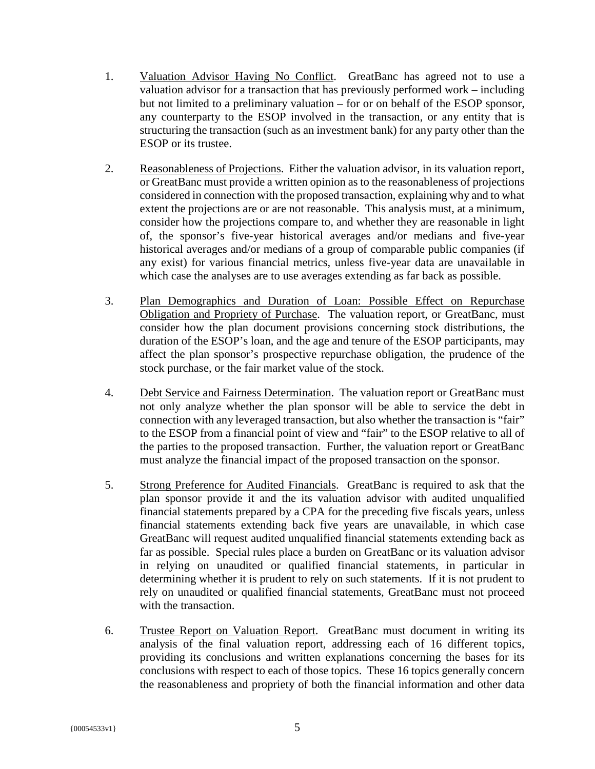1. Valuation Advisor Having No Conflict. GreatBanc has agreed not to use a valuation advisor for a transaction that has previously performed work – including but not limited to a preliminary valuation – for or on behalf of the ESOP sponsor, any counterparty to the ESOP involved in the transaction, or any entity that is structuring the transaction (such as an investment bank) for any party other than the ESOP or its trustee.

2. Reasonableness of Projections. Either the valuation advisor, in its valuation report, or GreatBanc must provide a written opinion as to the reasonableness of projections considered in connection with the proposed transaction, explaining why and to what extent the projections are or are not reasonable. This analysis must, at a minimum, consider how the projections compare to, and whether they are reasonable in light of, the sponsor's five-year historical averages and/or medians and five-year historical averages and/or medians of a group of comparable public companies (if any exist) for various financial metrics, unless five-year data are unavailable in which case the analyses are to use averages extending as far back as possible.

3. Plan Demographics and Duration of Loan: Possible Effect on Repurchase Obligation and Propriety of Purchase. The valuation report, or GreatBanc, must consider how the plan document provisions concerning stock distributions, the duration of the ESOP's loan, and the age and tenure of the ESOP participants, may affect the plan sponsor's prospective repurchase obligation, the prudence of the stock purchase, or the fair market value of the stock.

4. Debt Service and Fairness Determination. The valuation report or GreatBanc must not only analyze whether the plan sponsor will be able to service the debt in connection with any leveraged transaction, but also whether the transaction is "fair" to the ESOP from a financial point of view and "fair" to the ESOP relative to all of the parties to the proposed transaction. Further, the valuation report or GreatBanc must analyze the financial impact of the proposed transaction on the sponsor.

5. Strong Preference for Audited Financials. GreatBanc is required to ask that the plan sponsor provide it and the its valuation advisor with audited unqualified financial statements prepared by a CPA for the preceding five fiscals years, unless financial statements extending back five years are unavailable, in which case GreatBanc will request audited unqualified financial statements extending back as far as possible. Special rules place a burden on GreatBanc or its valuation advisor in relying on unaudited or qualified financial statements, in particular in determining whether it is prudent to rely on such statements. If it is not prudent to rely on unaudited or qualified financial statements, GreatBanc must not proceed with the transaction.

6. Trustee Report on Valuation Report. GreatBanc must document in writing its analysis of the final valuation report, addressing each of 16 different topics, providing its conclusions and written explanations concerning the bases for its conclusions with respect to each of those topics. These 16 topics generally concern the reasonableness and propriety of both the financial information and other data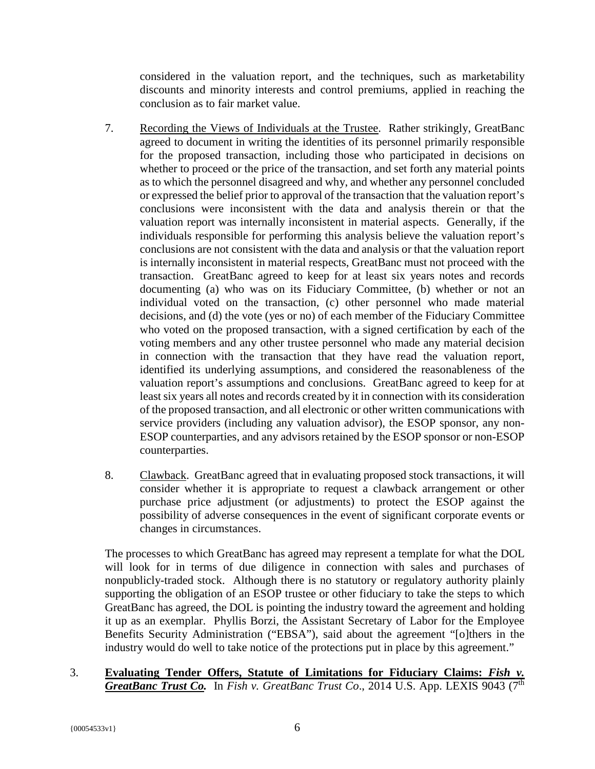considered in the valuation report, and the techniques, such as marketability discounts and minority interests and control premiums, applied in reaching the conclusion as to fair market value.

7. Recording the Views of Individuals at the Trustee. Rather strikingly, GreatBanc agreed to document in writing the identities of its personnel primarily responsible for the proposed transaction, including those who participated in decisions on whether to proceed or the price of the transaction, and set forth any material points as to which the personnel disagreed and why, and whether any personnel concluded or expressed the belief prior to approval of the transaction that the valuation report's conclusions were inconsistent with the data and analysis therein or that the valuation report was internally inconsistent in material aspects. Generally, if the individuals responsible for performing this analysis believe the valuation report's conclusions are not consistent with the data and analysis or that the valuation report is internally inconsistent in material respects, GreatBanc must not proceed with the transaction. GreatBanc agreed to keep for at least six years notes and records documenting (a) who was on its Fiduciary Committee, (b) whether or not an individual voted on the transaction, (c) other personnel who made material decisions, and (d) the vote (yes or no) of each member of the Fiduciary Committee who voted on the proposed transaction, with a signed certification by each of the voting members and any other trustee personnel who made any material decision in connection with the transaction that they have read the valuation report, identified its underlying assumptions, and considered the reasonableness of the valuation report's assumptions and conclusions. GreatBanc agreed to keep for at least six years all notes and records created by it in connection with its consideration of the proposed transaction, and all electronic or other written communications with service providers (including any valuation advisor), the ESOP sponsor, any non-ESOP counterparties, and any advisors retained by the ESOP sponsor or non-ESOP counterparties.

8. Clawback. GreatBanc agreed that in evaluating proposed stock transactions, it will consider whether it is appropriate to request a clawback arrangement or other purchase price adjustment (or adjustments) to protect the ESOP against the possibility of adverse consequences in the event of significant corporate events or changes in circumstances.

The processes to which GreatBanc has agreed may represent a template for what the DOL will look for in terms of due diligence in connection with sales and purchases of nonpublicly-traded stock. Although there is no statutory or regulatory authority plainly supporting the obligation of an ESOP trustee or other fiduciary to take the steps to which GreatBanc has agreed, the DOL is pointing the industry toward the agreement and holding it up as an exemplar. Phyllis Borzi, the Assistant Secretary of Labor for the Employee Benefits Security Administration ("EBSA"), said about the agreement "[o]thers in the industry would do well to take notice of the protections put in place by this agreement."

3. **Evaluating Tender Offers, Statute of Limitations for Fiduciary Claims: *Fish v. GreatBanc Trust Co.*** In *Fish v. GreatBanc Trust Co*., 2014 U.S. App. LEXIS 9043 (7th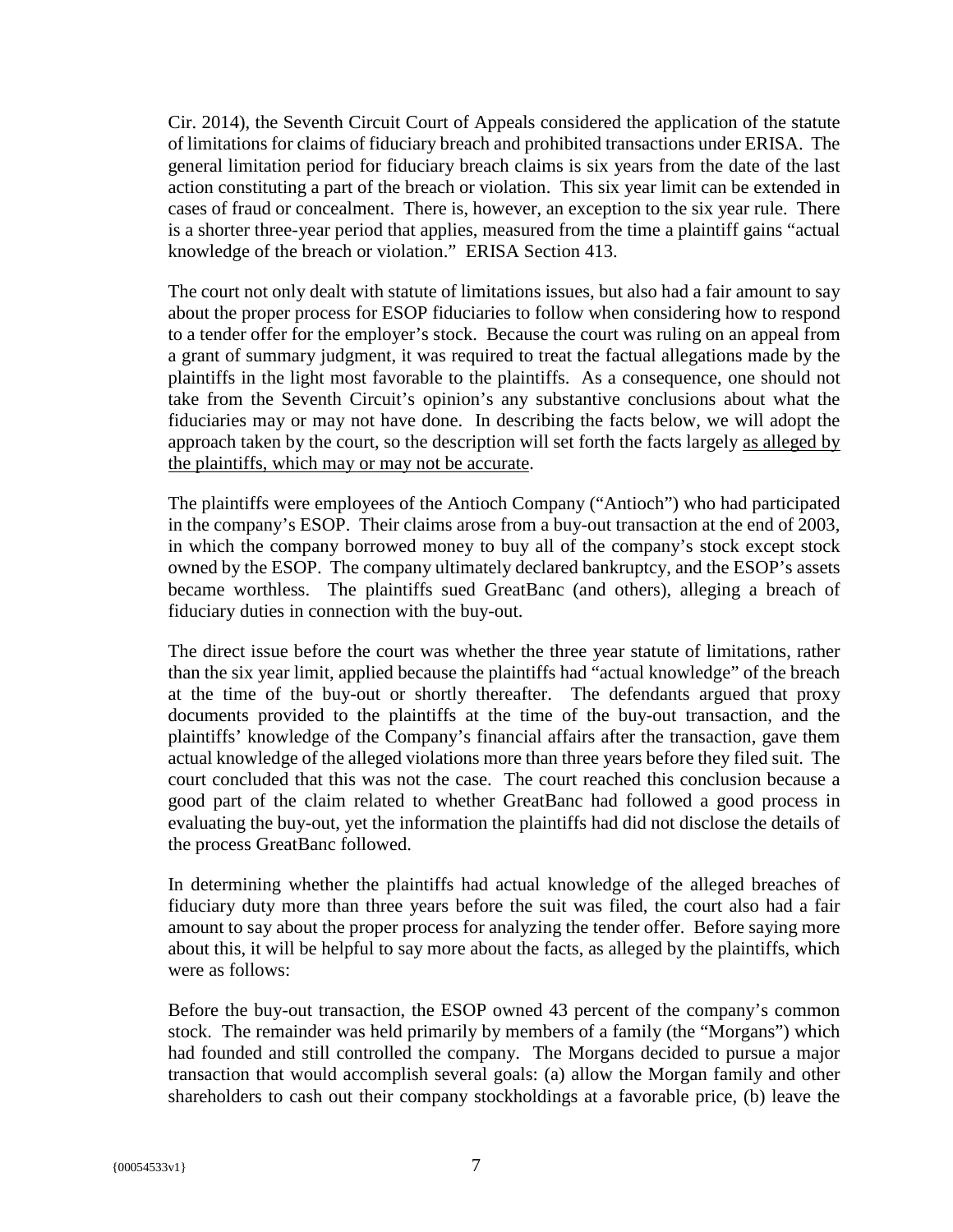Cir. 2014), the Seventh Circuit Court of Appeals considered the application of the statute of limitations for claims of fiduciary breach and prohibited transactions under ERISA. The general limitation period for fiduciary breach claims is six years from the date of the last action constituting a part of the breach or violation. This six year limit can be extended in cases of fraud or concealment. There is, however, an exception to the six year rule. There is a shorter three-year period that applies, measured from the time a plaintiff gains "actual knowledge of the breach or violation." ERISA Section 413.

The court not only dealt with statute of limitations issues, but also had a fair amount to say about the proper process for ESOP fiduciaries to follow when considering how to respond to a tender offer for the employer's stock. Because the court was ruling on an appeal from a grant of summary judgment, it was required to treat the factual allegations made by the plaintiffs in the light most favorable to the plaintiffs. As a consequence, one should not take from the Seventh Circuit's opinion's any substantive conclusions about what the fiduciaries may or may not have done. In describing the facts below, we will adopt the approach taken by the court, so the description will set forth the facts largely <u>as alleged by the plaintiffs, which may or may not be accurate</u>.

The plaintiffs were employees of the Antioch Company ("Antioch") who had participated in the company's ESOP. Their claims arose from a buy-out transaction at the end of 2003, in which the company borrowed money to buy all of the company's stock except stock owned by the ESOP. The company ultimately declared bankruptcy, and the ESOP's assets became worthless. The plaintiffs sued GreatBanc (and others), alleging a breach of fiduciary duties in connection with the buy-out.

The direct issue before the court was whether the three year statute of limitations, rather than the six year limit, applied because the plaintiffs had "actual knowledge" of the breach at the time of the buy-out or shortly thereafter. The defendants argued that proxy documents provided to the plaintiffs at the time of the buy-out transaction, and the plaintiffs' knowledge of the Company's financial affairs after the transaction, gave them actual knowledge of the alleged violations more than three years before they filed suit. The court concluded that this was not the case. The court reached this conclusion because a good part of the claim related to whether GreatBanc had followed a good process in evaluating the buy-out, yet the information the plaintiffs had did not disclose the details of the process GreatBanc followed.

In determining whether the plaintiffs had actual knowledge of the alleged breaches of fiduciary duty more than three years before the suit was filed, the court also had a fair amount to say about the proper process for analyzing the tender offer. Before saying more about this, it will be helpful to say more about the facts, as alleged by the plaintiffs, which were as follows:

Before the buy-out transaction, the ESOP owned 43 percent of the company's common stock. The remainder was held primarily by members of a family (the "Morgans") which had founded and still controlled the company. The Morgans decided to pursue a major transaction that would accomplish several goals: (a) allow the Morgan family and other shareholders to cash out their company stockholdings at a favorable price, (b) leave the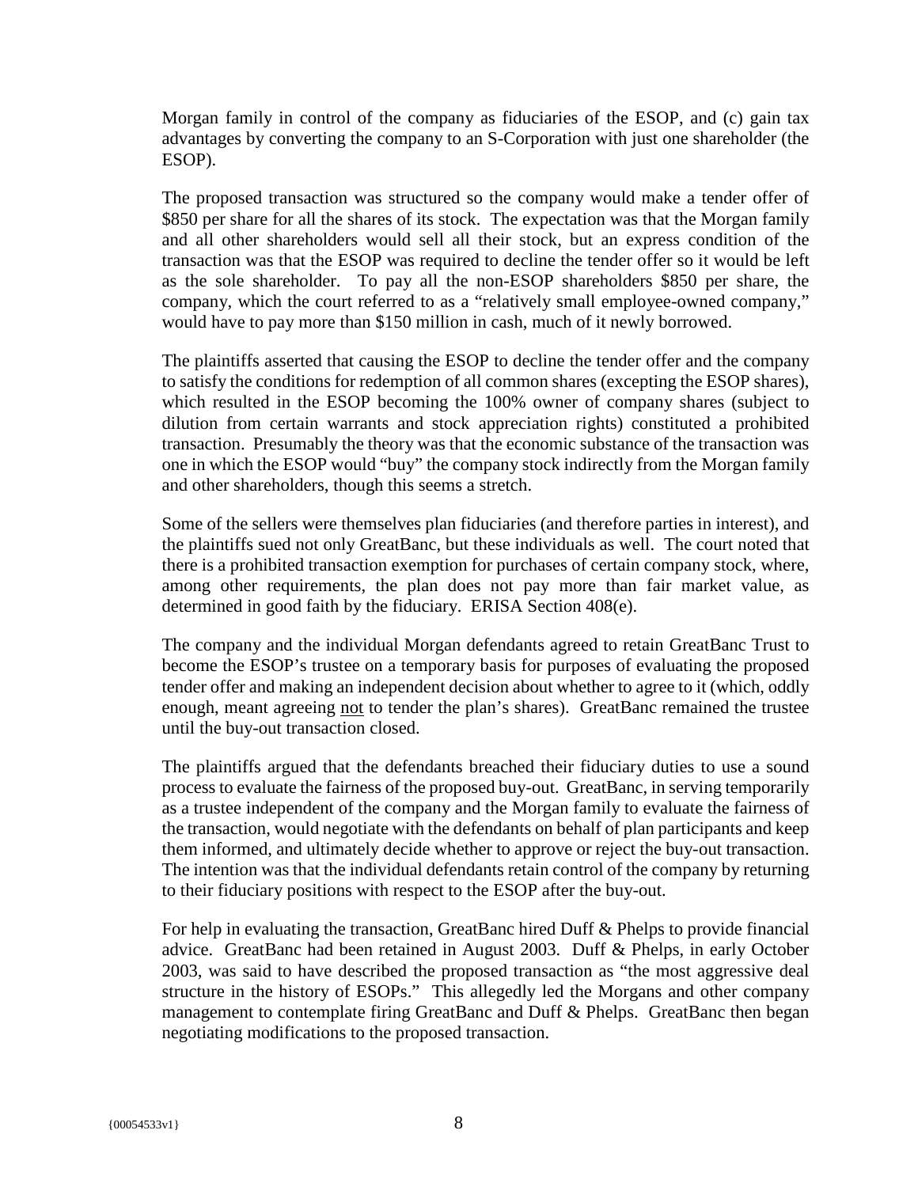Morgan family in control of the company as fiduciaries of the ESOP, and (c) gain tax advantages by converting the company to an S-Corporation with just one shareholder (the ESOP).

The proposed transaction was structured so the company would make a tender offer of \$850 per share for all the shares of its stock. The expectation was that the Morgan family and all other shareholders would sell all their stock, but an express condition of the transaction was that the ESOP was required to decline the tender offer so it would be left as the sole shareholder. To pay all the non-ESOP shareholders \$850 per share, the company, which the court referred to as a "relatively small employee-owned company," would have to pay more than \$150 million in cash, much of it newly borrowed.

The plaintiffs asserted that causing the ESOP to decline the tender offer and the company to satisfy the conditions for redemption of all common shares (excepting the ESOP shares), which resulted in the ESOP becoming the 100% owner of company shares (subject to dilution from certain warrants and stock appreciation rights) constituted a prohibited transaction. Presumably the theory was that the economic substance of the transaction was one in which the ESOP would "buy" the company stock indirectly from the Morgan family and other shareholders, though this seems a stretch.

Some of the sellers were themselves plan fiduciaries (and therefore parties in interest), and the plaintiffs sued not only GreatBanc, but these individuals as well. The court noted that there is a prohibited transaction exemption for purchases of certain company stock, where, among other requirements, the plan does not pay more than fair market value, as determined in good faith by the fiduciary. ERISA Section 408(e).

The company and the individual Morgan defendants agreed to retain GreatBanc Trust to become the ESOP's trustee on a temporary basis for purposes of evaluating the proposed tender offer and making an independent decision about whether to agree to it (which, oddly enough, meant agreeing <u>not</u> to tender the plan's shares). GreatBanc remained the trustee until the buy-out transaction closed.

The plaintiffs argued that the defendants breached their fiduciary duties to use a sound process to evaluate the fairness of the proposed buy-out. GreatBanc, in serving temporarily as a trustee independent of the company and the Morgan family to evaluate the fairness of the transaction, would negotiate with the defendants on behalf of plan participants and keep them informed, and ultimately decide whether to approve or reject the buy-out transaction. The intention was that the individual defendants retain control of the company by returning to their fiduciary positions with respect to the ESOP after the buy-out.

For help in evaluating the transaction, GreatBanc hired Duff & Phelps to provide financial advice. GreatBanc had been retained in August 2003. Duff & Phelps, in early October 2003, was said to have described the proposed transaction as "the most aggressive deal structure in the history of ESOPs." This allegedly led the Morgans and other company management to contemplate firing GreatBanc and Duff & Phelps. GreatBanc then began negotiating modifications to the proposed transaction.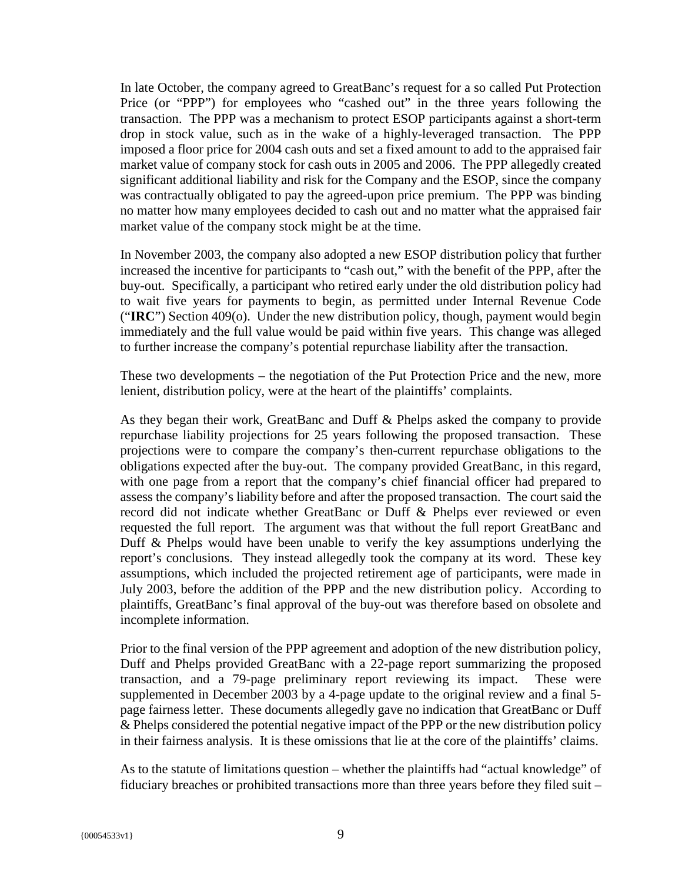In late October, the company agreed to GreatBanc's request for a so called Put Protection Price (or "PPP") for employees who "cashed out" in the three years following the transaction. The PPP was a mechanism to protect ESOP participants against a short-term drop in stock value, such as in the wake of a highly-leveraged transaction. The PPP imposed a floor price for 2004 cash outs and set a fixed amount to add to the appraised fair market value of company stock for cash outs in 2005 and 2006. The PPP allegedly created significant additional liability and risk for the Company and the ESOP, since the company was contractually obligated to pay the agreed-upon price premium. The PPP was binding no matter how many employees decided to cash out and no matter what the appraised fair market value of the company stock might be at the time.

In November 2003, the company also adopted a new ESOP distribution policy that further increased the incentive for participants to "cash out," with the benefit of the PPP, after the buy-out. Specifically, a participant who retired early under the old distribution policy had to wait five years for payments to begin, as permitted under Internal Revenue Code ("**IRC**") Section 409(o). Under the new distribution policy, though, payment would begin immediately and the full value would be paid within five years. This change was alleged to further increase the company's potential repurchase liability after the transaction.

These two developments – the negotiation of the Put Protection Price and the new, more lenient, distribution policy, were at the heart of the plaintiffs' complaints.

As they began their work, GreatBanc and Duff & Phelps asked the company to provide repurchase liability projections for 25 years following the proposed transaction. These projections were to compare the company's then-current repurchase obligations to the obligations expected after the buy-out. The company provided GreatBanc, in this regard, with one page from a report that the company's chief financial officer had prepared to assess the company's liability before and after the proposed transaction. The court said the record did not indicate whether GreatBanc or Duff & Phelps ever reviewed or even requested the full report. The argument was that without the full report GreatBanc and Duff & Phelps would have been unable to verify the key assumptions underlying the report's conclusions. They instead allegedly took the company at its word. These key assumptions, which included the projected retirement age of participants, were made in July 2003, before the addition of the PPP and the new distribution policy. According to plaintiffs, GreatBanc's final approval of the buy-out was therefore based on obsolete and incomplete information.

Prior to the final version of the PPP agreement and adoption of the new distribution policy, Duff and Phelps provided GreatBanc with a 22-page report summarizing the proposed transaction, and a 79-page preliminary report reviewing its impact. These were supplemented in December 2003 by a 4-page update to the original review and a final 5-page fairness letter. These documents allegedly gave no indication that GreatBanc or Duff & Phelps considered the potential negative impact of the PPP or the new distribution policy in their fairness analysis. It is these omissions that lie at the core of the plaintiffs' claims.

As to the statute of limitations question – whether the plaintiffs had "actual knowledge" of fiduciary breaches or prohibited transactions more than three years before they filed suit –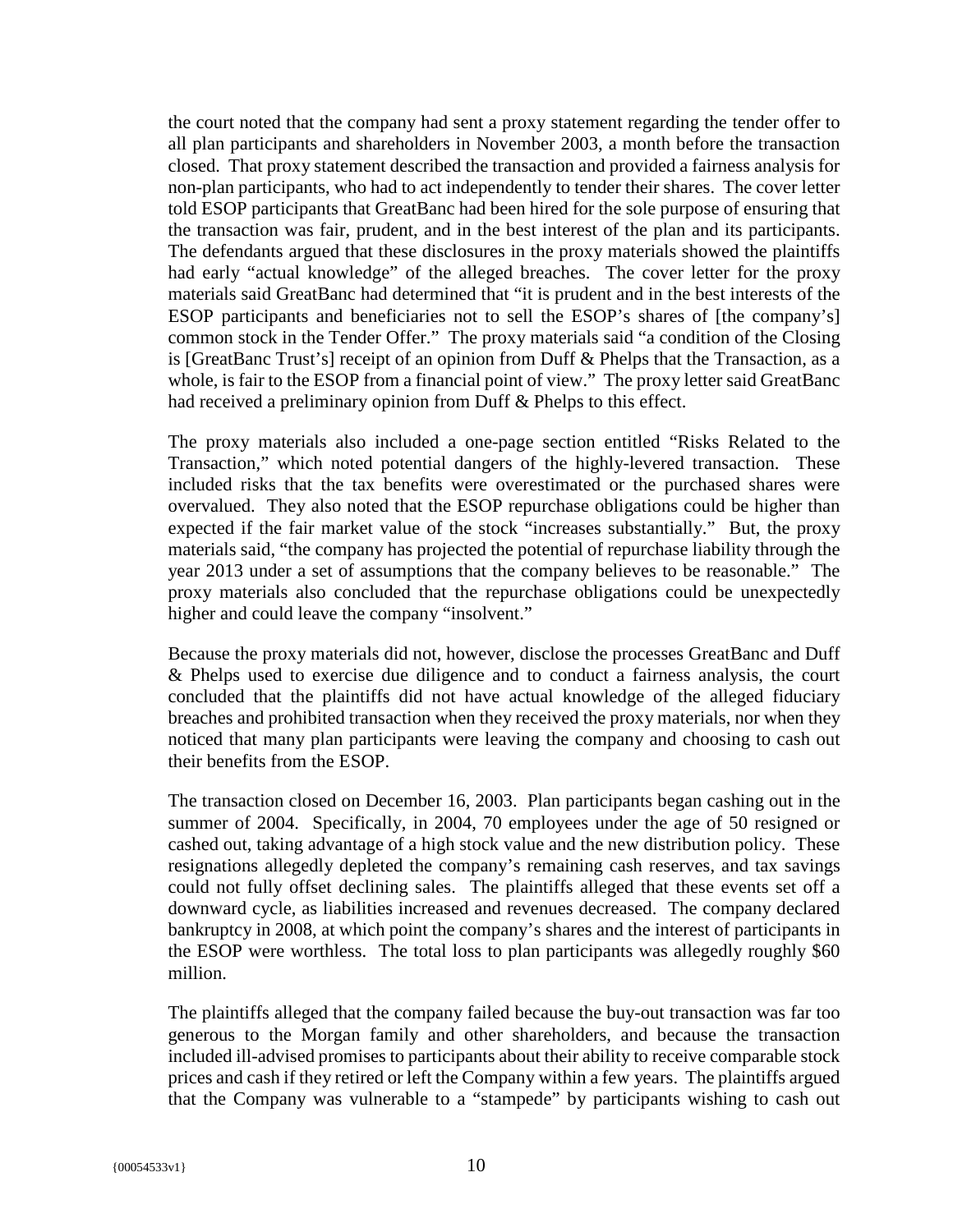the court noted that the company had sent a proxy statement regarding the tender offer to all plan participants and shareholders in November 2003, a month before the transaction closed. That proxy statement described the transaction and provided a fairness analysis for non-plan participants, who had to act independently to tender their shares. The cover letter told ESOP participants that GreatBanc had been hired for the sole purpose of ensuring that the transaction was fair, prudent, and in the best interest of the plan and its participants. The defendants argued that these disclosures in the proxy materials showed the plaintiffs had early "actual knowledge" of the alleged breaches. The cover letter for the proxy materials said GreatBanc had determined that "it is prudent and in the best interests of the ESOP participants and beneficiaries not to sell the ESOP's shares of [the company's] common stock in the Tender Offer." The proxy materials said "a condition of the Closing is [GreatBanc Trust's] receipt of an opinion from Duff & Phelps that the Transaction, as a whole, is fair to the ESOP from a financial point of view." The proxy letter said GreatBanc had received a preliminary opinion from Duff & Phelps to this effect.

The proxy materials also included a one-page section entitled "Risks Related to the Transaction," which noted potential dangers of the highly-levered transaction. These included risks that the tax benefits were overestimated or the purchased shares were overvalued. They also noted that the ESOP repurchase obligations could be higher than expected if the fair market value of the stock "increases substantially." But, the proxy materials said, "the company has projected the potential of repurchase liability through the year 2013 under a set of assumptions that the company believes to be reasonable." The proxy materials also concluded that the repurchase obligations could be unexpectedly higher and could leave the company "insolvent."

Because the proxy materials did not, however, disclose the processes GreatBanc and Duff & Phelps used to exercise due diligence and to conduct a fairness analysis, the court concluded that the plaintiffs did not have actual knowledge of the alleged fiduciary breaches and prohibited transaction when they received the proxy materials, nor when they noticed that many plan participants were leaving the company and choosing to cash out their benefits from the ESOP.

The transaction closed on December 16, 2003. Plan participants began cashing out in the summer of 2004. Specifically, in 2004, 70 employees under the age of 50 resigned or cashed out, taking advantage of a high stock value and the new distribution policy. These resignations allegedly depleted the company's remaining cash reserves, and tax savings could not fully offset declining sales. The plaintiffs alleged that these events set off a downward cycle, as liabilities increased and revenues decreased. The company declared bankruptcy in 2008, at which point the company's shares and the interest of participants in the ESOP were worthless. The total loss to plan participants was allegedly roughly $60 million.

The plaintiffs alleged that the company failed because the buy-out transaction was far too generous to the Morgan family and other shareholders, and because the transaction included ill-advised promises to participants about their ability to receive comparable stock prices and cash if they retired or left the Company within a few years. The plaintiffs argued that the Company was vulnerable to a "stampede" by participants wishing to cash out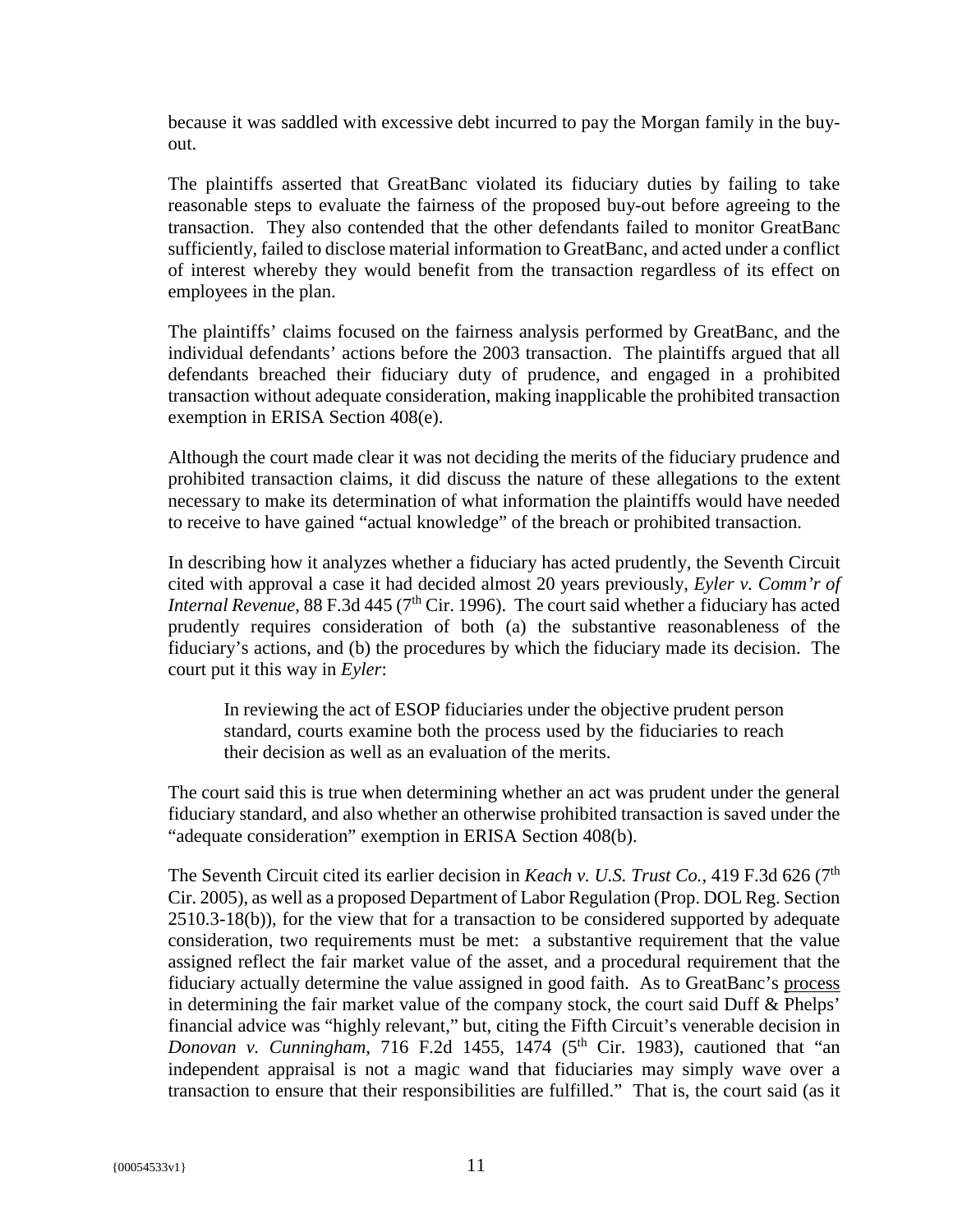because it was saddled with excessive debt incurred to pay the Morgan family in the buy-out.

The plaintiffs asserted that GreatBanc violated its fiduciary duties by failing to take reasonable steps to evaluate the fairness of the proposed buy-out before agreeing to the transaction. They also contended that the other defendants failed to monitor GreatBanc sufficiently, failed to disclose material information to GreatBanc, and acted under a conflict of interest whereby they would benefit from the transaction regardless of its effect on employees in the plan.

The plaintiffs' claims focused on the fairness analysis performed by GreatBanc, and the individual defendants' actions before the 2003 transaction. The plaintiffs argued that all defendants breached their fiduciary duty of prudence, and engaged in a prohibited transaction without adequate consideration, making inapplicable the prohibited transaction exemption in ERISA Section 408(e).

Although the court made clear it was not deciding the merits of the fiduciary prudence and prohibited transaction claims, it did discuss the nature of these allegations to the extent necessary to make its determination of what information the plaintiffs would have needed to receive to have gained "actual knowledge" of the breach or prohibited transaction.

In describing how it analyzes whether a fiduciary has acted prudently, the Seventh Circuit cited with approval a case it had decided almost 20 years previously, *Eyler v. Comm'r of Internal Revenue*, 88 F.3d 445 (7th Cir. 1996). The court said whether a fiduciary has acted prudently requires consideration of both (a) the substantive reasonableness of the fiduciary's actions, and (b) the procedures by which the fiduciary made its decision. The court put it this way in *Eyler*:

> In reviewing the act of ESOP fiduciaries under the objective prudent person standard, courts examine both the process used by the fiduciaries to reach their decision as well as an evaluation of the merits.

The court said this is true when determining whether an act was prudent under the general fiduciary standard, and also whether an otherwise prohibited transaction is saved under the "adequate consideration" exemption in ERISA Section 408(b).

The Seventh Circuit cited its earlier decision in *Keach v. U.S. Trust Co.*, 419 F.3d 626 (7th Cir. 2005), as well as a proposed Department of Labor Regulation (Prop. DOL Reg. Section 2510.3-18(b)), for the view that for a transaction to be considered supported by adequate consideration, two requirements must be met: a substantive requirement that the value assigned reflect the fair market value of the asset, and a procedural requirement that the fiduciary actually determine the value assigned in good faith. As to GreatBanc's process in determining the fair market value of the company stock, the court said Duff & Phelps' financial advice was "highly relevant," but, citing the Fifth Circuit's venerable decision in *Donovan v. Cunningham*, 716 F.2d 1455, 1474 (5th Cir. 1983), cautioned that "an independent appraisal is not a magic wand that fiduciaries may simply wave over a transaction to ensure that their responsibilities are fulfilled." That is, the court said (as it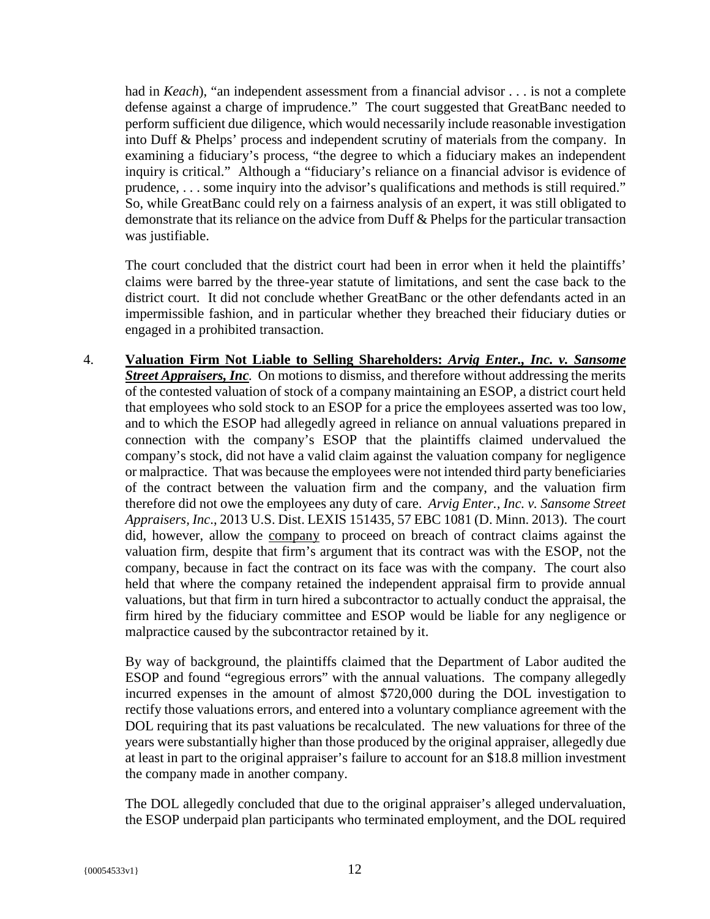had in *Keach*), "an independent assessment from a financial advisor . . . is not a complete defense against a charge of imprudence." The court suggested that GreatBanc needed to perform sufficient due diligence, which would necessarily include reasonable investigation into Duff & Phelps' process and independent scrutiny of materials from the company. In examining a fiduciary's process, "the degree to which a fiduciary makes an independent inquiry is critical." Although a "fiduciary's reliance on a financial advisor is evidence of prudence, . . . some inquiry into the advisor's qualifications and methods is still required." So, while GreatBanc could rely on a fairness analysis of an expert, it was still obligated to demonstrate that its reliance on the advice from Duff & Phelps for the particular transaction was justifiable.

The court concluded that the district court had been in error when it held the plaintiffs' claims were barred by the three-year statute of limitations, and sent the case back to the district court. It did not conclude whether GreatBanc or the other defendants acted in an impermissible fashion, and in particular whether they breached their fiduciary duties or engaged in a prohibited transaction.

4. **Valuation Firm Not Liable to Selling Shareholders: *Arvig Enter., Inc. v. Sansome Street Appraisers, Inc*.** On motions to dismiss, and therefore without addressing the merits of the contested valuation of stock of a company maintaining an ESOP, a district court held that employees who sold stock to an ESOP for a price the employees asserted was too low, and to which the ESOP had allegedly agreed in reliance on annual valuations prepared in connection with the company's ESOP that the plaintiffs claimed undervalued the company's stock, did not have a valid claim against the valuation company for negligence or malpractice. That was because the employees were not intended third party beneficiaries of the contract between the valuation firm and the company, and the valuation firm therefore did not owe the employees any duty of care. *Arvig Enter., Inc. v. Sansome Street Appraisers, Inc*., 2013 U.S. Dist. LEXIS 151435, 57 EBC 1081 (D. Minn. 2013). The court did, however, allow the company to proceed on breach of contract claims against the valuation firm, despite that firm's argument that its contract was with the ESOP, not the company, because in fact the contract on its face was with the company. The court also held that where the company retained the independent appraisal firm to provide annual valuations, but that firm in turn hired a subcontractor to actually conduct the appraisal, the firm hired by the fiduciary committee and ESOP would be liable for any negligence or malpractice caused by the subcontractor retained by it.

   By way of background, the plaintiffs claimed that the Department of Labor audited the ESOP and found "egregious errors" with the annual valuations. The company allegedly incurred expenses in the amount of almost $720,000 during the DOL investigation to rectify those valuations errors, and entered into a voluntary compliance agreement with the DOL requiring that its past valuations be recalculated. The new valuations for three of the years were substantially higher than those produced by the original appraiser, allegedly due at least in part to the original appraiser's failure to account for an $18.8 million investment the company made in another company.

   The DOL allegedly concluded that due to the original appraiser's alleged undervaluation, the ESOP underpaid plan participants who terminated employment, and the DOL required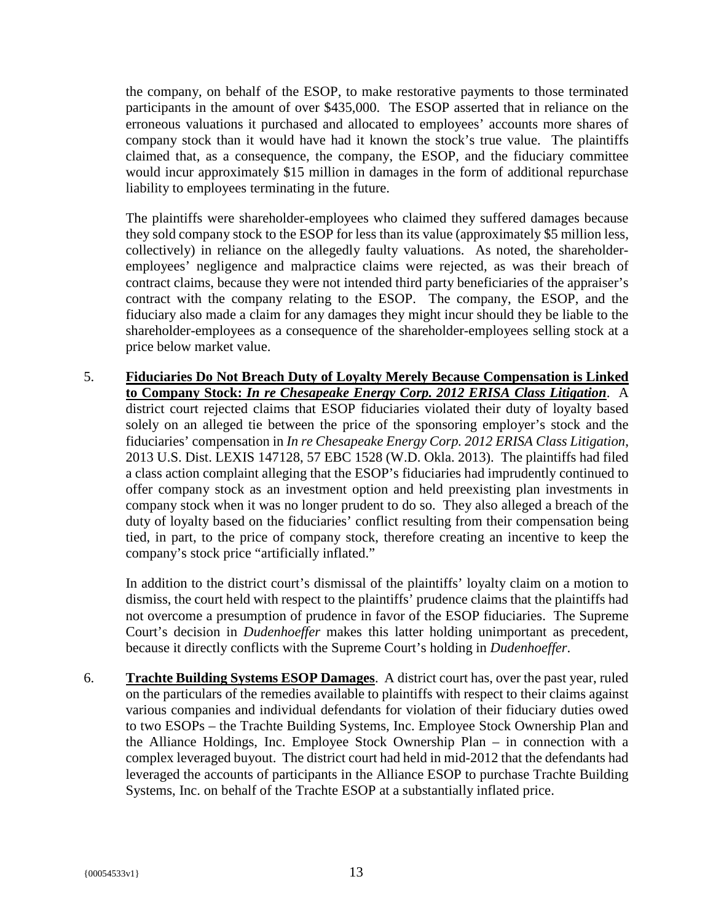the company, on behalf of the ESOP, to make restorative payments to those terminated participants in the amount of over $435,000. The ESOP asserted that in reliance on the erroneous valuations it purchased and allocated to employees' accounts more shares of company stock than it would have had it known the stock's true value. The plaintiffs claimed that, as a consequence, the company, the ESOP, and the fiduciary committee would incur approximately $15 million in damages in the form of additional repurchase liability to employees terminating in the future.

The plaintiffs were shareholder-employees who claimed they suffered damages because they sold company stock to the ESOP for less than its value (approximately $5 million less, collectively) in reliance on the allegedly faulty valuations. As noted, the shareholder-employees' negligence and malpractice claims were rejected, as was their breach of contract claims, because they were not intended third party beneficiaries of the appraiser's contract with the company relating to the ESOP. The company, the ESOP, and the fiduciary also made a claim for any damages they might incur should they be liable to the shareholder-employees as a consequence of the shareholder-employees selling stock at a price below market value.

5. **Fiduciaries Do Not Breach Duty of Loyalty Merely Because Compensation is Linked to Company Stock: *In re Chesapeake Energy Corp. 2012 ERISA Class Litigation***. A district court rejected claims that ESOP fiduciaries violated their duty of loyalty based solely on an alleged tie between the price of the sponsoring employer's stock and the fiduciaries' compensation in *In re Chesapeake Energy Corp. 2012 ERISA Class Litigation*, 2013 U.S. Dist. LEXIS 147128, 57 EBC 1528 (W.D. Okla. 2013). The plaintiffs had filed a class action complaint alleging that the ESOP's fiduciaries had imprudently continued to offer company stock as an investment option and held preexisting plan investments in company stock when it was no longer prudent to do so. They also alleged a breach of the duty of loyalty based on the fiduciaries' conflict resulting from their compensation being tied, in part, to the price of company stock, therefore creating an incentive to keep the company's stock price "artificially inflated."

   In addition to the district court's dismissal of the plaintiffs' loyalty claim on a motion to dismiss, the court held with respect to the plaintiffs' prudence claims that the plaintiffs had not overcome a presumption of prudence in favor of the ESOP fiduciaries. The Supreme Court's decision in *Dudenhoeffer* makes this latter holding unimportant as precedent, because it directly conflicts with the Supreme Court's holding in *Dudenhoeffer*.

6. **Trachte Building Systems ESOP Damages**. A district court has, over the past year, ruled on the particulars of the remedies available to plaintiffs with respect to their claims against various companies and individual defendants for violation of their fiduciary duties owed to two ESOPs – the Trachte Building Systems, Inc. Employee Stock Ownership Plan and the Alliance Holdings, Inc. Employee Stock Ownership Plan – in connection with a complex leveraged buyout. The district court had held in mid-2012 that the defendants had leveraged the accounts of participants in the Alliance ESOP to purchase Trachte Building Systems, Inc. on behalf of the Trachte ESOP at a substantially inflated price.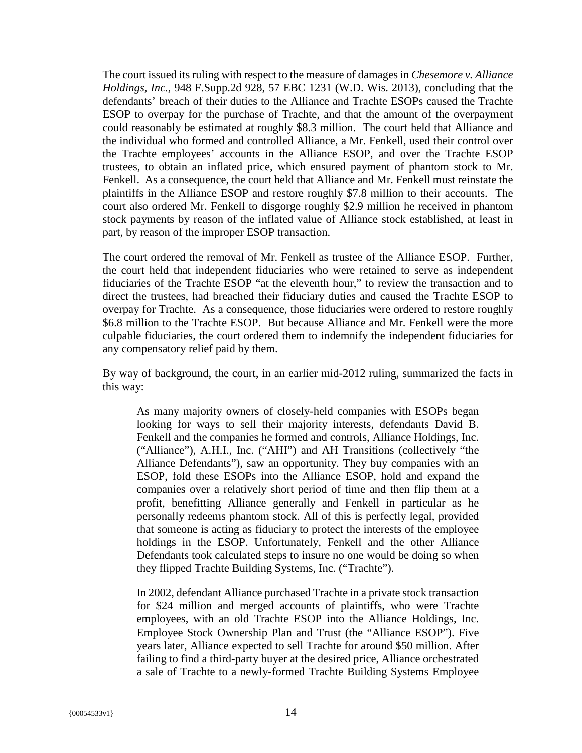The court issued its ruling with respect to the measure of damages in *Chesemore v. Alliance Holdings, Inc.*, 948 F.Supp.2d 928, 57 EBC 1231 (W.D. Wis. 2013), concluding that the defendants' breach of their duties to the Alliance and Trachte ESOPs caused the Trachte ESOP to overpay for the purchase of Trachte, and that the amount of the overpayment could reasonably be estimated at roughly \$8.3 million. The court held that Alliance and the individual who formed and controlled Alliance, a Mr. Fenkell, used their control over the Trachte employees' accounts in the Alliance ESOP, and over the Trachte ESOP trustees, to obtain an inflated price, which ensured payment of phantom stock to Mr. Fenkell. As a consequence, the court held that Alliance and Mr. Fenkell must reinstate the plaintiffs in the Alliance ESOP and restore roughly \$7.8 million to their accounts. The court also ordered Mr. Fenkell to disgorge roughly \$2.9 million he received in phantom stock payments by reason of the inflated value of Alliance stock established, at least in part, by reason of the improper ESOP transaction.

The court ordered the removal of Mr. Fenkell as trustee of the Alliance ESOP. Further, the court held that independent fiduciaries who were retained to serve as independent fiduciaries of the Trachte ESOP "at the eleventh hour," to review the transaction and to direct the trustees, had breached their fiduciary duties and caused the Trachte ESOP to overpay for Trachte. As a consequence, those fiduciaries were ordered to restore roughly \$6.8 million to the Trachte ESOP. But because Alliance and Mr. Fenkell were the more culpable fiduciaries, the court ordered them to indemnify the independent fiduciaries for any compensatory relief paid by them.

By way of background, the court, in an earlier mid-2012 ruling, summarized the facts in this way:

> As many majority owners of closely-held companies with ESOPs began looking for ways to sell their majority interests, defendants David B. Fenkell and the companies he formed and controls, Alliance Holdings, Inc. ("Alliance"), A.H.I., Inc. ("AHI") and AH Transitions (collectively "the Alliance Defendants"), saw an opportunity. They buy companies with an ESOP, fold these ESOPs into the Alliance ESOP, hold and expand the companies over a relatively short period of time and then flip them at a profit, benefitting Alliance generally and Fenkell in particular as he personally redeems phantom stock. All of this is perfectly legal, provided that someone is acting as fiduciary to protect the interests of the employee holdings in the ESOP. Unfortunately, Fenkell and the other Alliance Defendants took calculated steps to insure no one would be doing so when they flipped Trachte Building Systems, Inc. ("Trachte").
>
> In 2002, defendant Alliance purchased Trachte in a private stock transaction for \$24 million and merged accounts of plaintiffs, who were Trachte employees, with an old Trachte ESOP into the Alliance Holdings, Inc. Employee Stock Ownership Plan and Trust (the "Alliance ESOP"). Five years later, Alliance expected to sell Trachte for around \$50 million. After failing to find a third-party buyer at the desired price, Alliance orchestrated a sale of Trachte to a newly-formed Trachte Building Systems Employee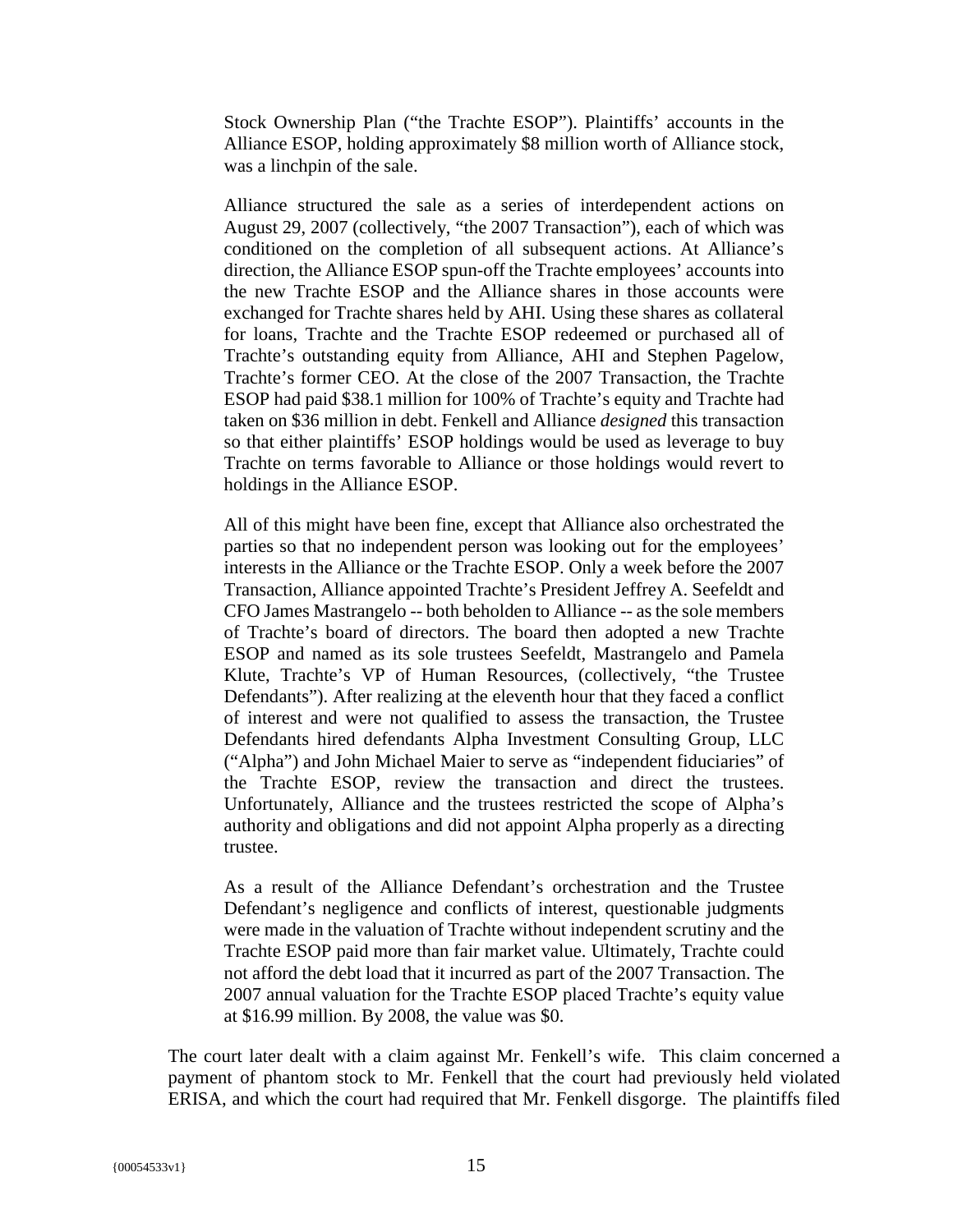> Stock Ownership Plan ("the Trachte ESOP"). Plaintiffs' accounts in the Alliance ESOP, holding approximately $8 million worth of Alliance stock, was a linchpin of the sale.
>
> Alliance structured the sale as a series of interdependent actions on August 29, 2007 (collectively, "the 2007 Transaction"), each of which was conditioned on the completion of all subsequent actions. At Alliance's direction, the Alliance ESOP spun-off the Trachte employees' accounts into the new Trachte ESOP and the Alliance shares in those accounts were exchanged for Trachte shares held by AHI. Using these shares as collateral for loans, Trachte and the Trachte ESOP redeemed or purchased all of Trachte's outstanding equity from Alliance, AHI and Stephen Pagelow, Trachte's former CEO. At the close of the 2007 Transaction, the Trachte ESOP had paid $38.1 million for 100% of Trachte's equity and Trachte had taken on $36 million in debt. Fenkell and Alliance *designed* this transaction so that either plaintiffs' ESOP holdings would be used as leverage to buy Trachte on terms favorable to Alliance or those holdings would revert to holdings in the Alliance ESOP.
>
> All of this might have been fine, except that Alliance also orchestrated the parties so that no independent person was looking out for the employees' interests in the Alliance or the Trachte ESOP. Only a week before the 2007 Transaction, Alliance appointed Trachte's President Jeffrey A. Seefeldt and CFO James Mastrangelo -- both beholden to Alliance -- as the sole members of Trachte's board of directors. The board then adopted a new Trachte ESOP and named as its sole trustees Seefeldt, Mastrangelo and Pamela Klute, Trachte's VP of Human Resources, (collectively, "the Trustee Defendants"). After realizing at the eleventh hour that they faced a conflict of interest and were not qualified to assess the transaction, the Trustee Defendants hired defendants Alpha Investment Consulting Group, LLC ("Alpha") and John Michael Maier to serve as "independent fiduciaries" of the Trachte ESOP, review the transaction and direct the trustees. Unfortunately, Alliance and the trustees restricted the scope of Alpha's authority and obligations and did not appoint Alpha properly as a directing trustee.
>
> As a result of the Alliance Defendant's orchestration and the Trustee Defendant's negligence and conflicts of interest, questionable judgments were made in the valuation of Trachte without independent scrutiny and the Trachte ESOP paid more than fair market value. Ultimately, Trachte could not afford the debt load that it incurred as part of the 2007 Transaction. The 2007 annual valuation for the Trachte ESOP placed Trachte's equity value at $16.99 million. By 2008, the value was $0.

The court later dealt with a claim against Mr. Fenkell's wife. This claim concerned a payment of phantom stock to Mr. Fenkell that the court had previously held violated ERISA, and which the court had required that Mr. Fenkell disgorge. The plaintiffs filed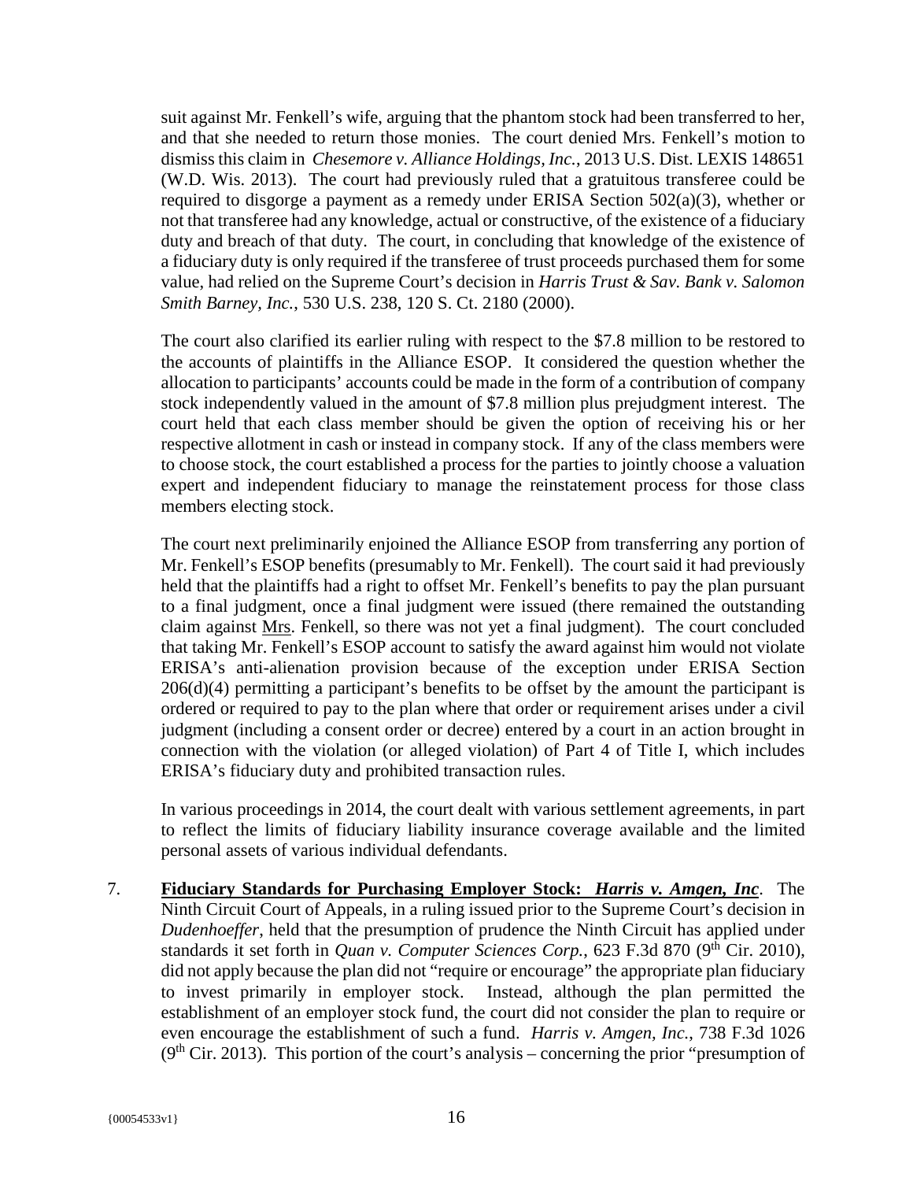suit against Mr. Fenkell's wife, arguing that the phantom stock had been transferred to her, and that she needed to return those monies. The court denied Mrs. Fenkell's motion to dismiss this claim in *Chesemore v. Alliance Holdings, Inc.*, 2013 U.S. Dist. LEXIS 148651 (W.D. Wis. 2013). The court had previously ruled that a gratuitous transferee could be required to disgorge a payment as a remedy under ERISA Section 502(a)(3), whether or not that transferee had any knowledge, actual or constructive, of the existence of a fiduciary duty and breach of that duty. The court, in concluding that knowledge of the existence of a fiduciary duty is only required if the transferee of trust proceeds purchased them for some value, had relied on the Supreme Court's decision in *Harris Trust & Sav. Bank v. Salomon Smith Barney, Inc.*, 530 U.S. 238, 120 S. Ct. 2180 (2000).

The court also clarified its earlier ruling with respect to the $7.8 million to be restored to the accounts of plaintiffs in the Alliance ESOP. It considered the question whether the allocation to participants' accounts could be made in the form of a contribution of company stock independently valued in the amount of $7.8 million plus prejudgment interest. The court held that each class member should be given the option of receiving his or her respective allotment in cash or instead in company stock. If any of the class members were to choose stock, the court established a process for the parties to jointly choose a valuation expert and independent fiduciary to manage the reinstatement process for those class members electing stock.

The court next preliminarily enjoined the Alliance ESOP from transferring any portion of Mr. Fenkell's ESOP benefits (presumably to Mr. Fenkell). The court said it had previously held that the plaintiffs had a right to offset Mr. Fenkell's benefits to pay the plan pursuant to a final judgment, once a final judgment were issued (there remained the outstanding claim against <u>Mrs</u>. Fenkell, so there was not yet a final judgment). The court concluded that taking Mr. Fenkell's ESOP account to satisfy the award against him would not violate ERISA's anti-alienation provision because of the exception under ERISA Section 206(d)(4) permitting a participant's benefits to be offset by the amount the participant is ordered or required to pay to the plan where that order or requirement arises under a civil judgment (including a consent order or decree) entered by a court in an action brought in connection with the violation (or alleged violation) of Part 4 of Title I, which includes ERISA's fiduciary duty and prohibited transaction rules.

In various proceedings in 2014, the court dealt with various settlement agreements, in part to reflect the limits of fiduciary liability insurance coverage available and the limited personal assets of various individual defendants.

7. **<u>Fiduciary Standards for Purchasing Employer Stock: *Harris v. Amgen, Inc*</u>**. The Ninth Circuit Court of Appeals, in a ruling issued prior to the Supreme Court's decision in *Dudenhoeffer*, held that the presumption of prudence the Ninth Circuit has applied under standards it set forth in *Quan v. Computer Sciences Corp.*, 623 F.3d 870 (9th Cir. 2010), did not apply because the plan did not "require or encourage" the appropriate plan fiduciary to invest primarily in employer stock. Instead, although the plan permitted the establishment of an employer stock fund, the court did not consider the plan to require or even encourage the establishment of such a fund. *Harris v. Amgen, Inc.*, 738 F.3d 1026 (9th Cir. 2013). This portion of the court's analysis – concerning the prior "presumption of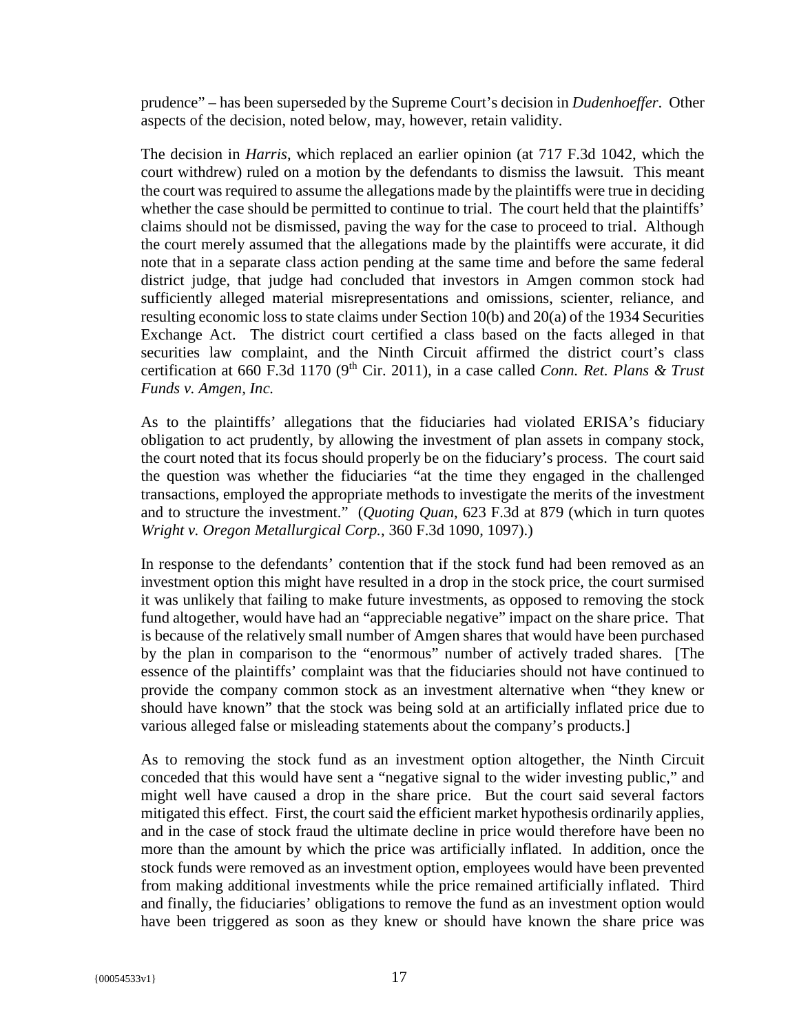prudence" – has been superseded by the Supreme Court's decision in *Dudenhoeffer*. Other aspects of the decision, noted below, may, however, retain validity.

The decision in *Harris*, which replaced an earlier opinion (at 717 F.3d 1042, which the court withdrew) ruled on a motion by the defendants to dismiss the lawsuit. This meant the court was required to assume the allegations made by the plaintiffs were true in deciding whether the case should be permitted to continue to trial. The court held that the plaintiffs' claims should not be dismissed, paving the way for the case to proceed to trial. Although the court merely assumed that the allegations made by the plaintiffs were accurate, it did note that in a separate class action pending at the same time and before the same federal district judge, that judge had concluded that investors in Amgen common stock had sufficiently alleged material misrepresentations and omissions, scienter, reliance, and resulting economic loss to state claims under Section 10(b) and 20(a) of the 1934 Securities Exchange Act. The district court certified a class based on the facts alleged in that securities law complaint, and the Ninth Circuit affirmed the district court's class certification at 660 F.3d 1170 (9th Cir. 2011), in a case called *Conn. Ret. Plans & Trust Funds v. Amgen, Inc.*

As to the plaintiffs' allegations that the fiduciaries had violated ERISA's fiduciary obligation to act prudently, by allowing the investment of plan assets in company stock, the court noted that its focus should properly be on the fiduciary's process. The court said the question was whether the fiduciaries "at the time they engaged in the challenged transactions, employed the appropriate methods to investigate the merits of the investment and to structure the investment." (*Quoting Quan*, 623 F.3d at 879 (which in turn quotes *Wright v. Oregon Metallurgical Corp.*, 360 F.3d 1090, 1097).)

In response to the defendants' contention that if the stock fund had been removed as an investment option this might have resulted in a drop in the stock price, the court surmised it was unlikely that failing to make future investments, as opposed to removing the stock fund altogether, would have had an "appreciable negative" impact on the share price. That is because of the relatively small number of Amgen shares that would have been purchased by the plan in comparison to the "enormous" number of actively traded shares. [The essence of the plaintiffs' complaint was that the fiduciaries should not have continued to provide the company common stock as an investment alternative when "they knew or should have known" that the stock was being sold at an artificially inflated price due to various alleged false or misleading statements about the company's products.]

As to removing the stock fund as an investment option altogether, the Ninth Circuit conceded that this would have sent a "negative signal to the wider investing public," and might well have caused a drop in the share price. But the court said several factors mitigated this effect. First, the court said the efficient market hypothesis ordinarily applies, and in the case of stock fraud the ultimate decline in price would therefore have been no more than the amount by which the price was artificially inflated. In addition, once the stock funds were removed as an investment option, employees would have been prevented from making additional investments while the price remained artificially inflated. Third and finally, the fiduciaries' obligations to remove the fund as an investment option would have been triggered as soon as they knew or should have known the share price was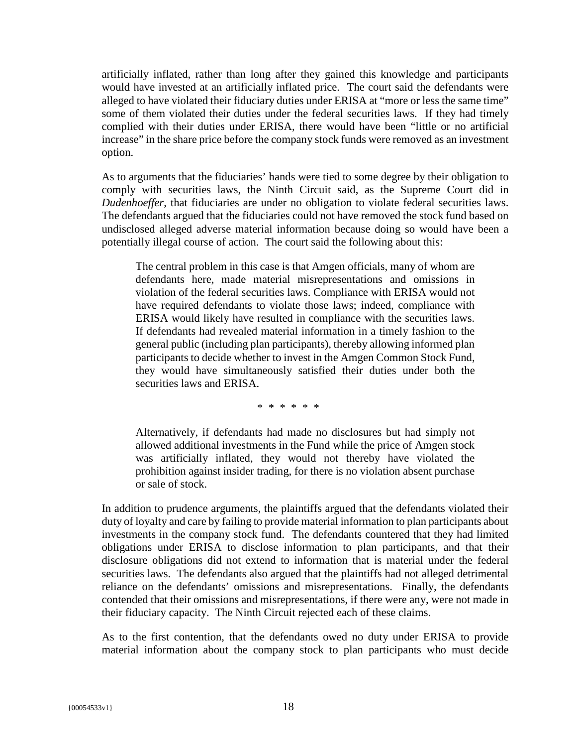artificially inflated, rather than long after they gained this knowledge and participants would have invested at an artificially inflated price. The court said the defendants were alleged to have violated their fiduciary duties under ERISA at "more or less the same time" some of them violated their duties under the federal securities laws. If they had timely complied with their duties under ERISA, there would have been "little or no artificial increase" in the share price before the company stock funds were removed as an investment option.

As to arguments that the fiduciaries' hands were tied to some degree by their obligation to comply with securities laws, the Ninth Circuit said, as the Supreme Court did in *Dudenhoeffer*, that fiduciaries are under no obligation to violate federal securities laws. The defendants argued that the fiduciaries could not have removed the stock fund based on undisclosed alleged adverse material information because doing so would have been a potentially illegal course of action. The court said the following about this:

> The central problem in this case is that Amgen officials, many of whom are defendants here, made material misrepresentations and omissions in violation of the federal securities laws. Compliance with ERISA would not have required defendants to violate those laws; indeed, compliance with ERISA would likely have resulted in compliance with the securities laws. If defendants had revealed material information in a timely fashion to the general public (including plan participants), thereby allowing informed plan participants to decide whether to invest in the Amgen Common Stock Fund, they would have simultaneously satisfied their duties under both the securities laws and ERISA.
>
> \* \* \* \* \* \*
>
> Alternatively, if defendants had made no disclosures but had simply not allowed additional investments in the Fund while the price of Amgen stock was artificially inflated, they would not thereby have violated the prohibition against insider trading, for there is no violation absent purchase or sale of stock.

In addition to prudence arguments, the plaintiffs argued that the defendants violated their duty of loyalty and care by failing to provide material information to plan participants about investments in the company stock fund. The defendants countered that they had limited obligations under ERISA to disclose information to plan participants, and that their disclosure obligations did not extend to information that is material under the federal securities laws. The defendants also argued that the plaintiffs had not alleged detrimental reliance on the defendants' omissions and misrepresentations. Finally, the defendants contended that their omissions and misrepresentations, if there were any, were not made in their fiduciary capacity. The Ninth Circuit rejected each of these claims.

As to the first contention, that the defendants owed no duty under ERISA to provide material information about the company stock to plan participants who must decide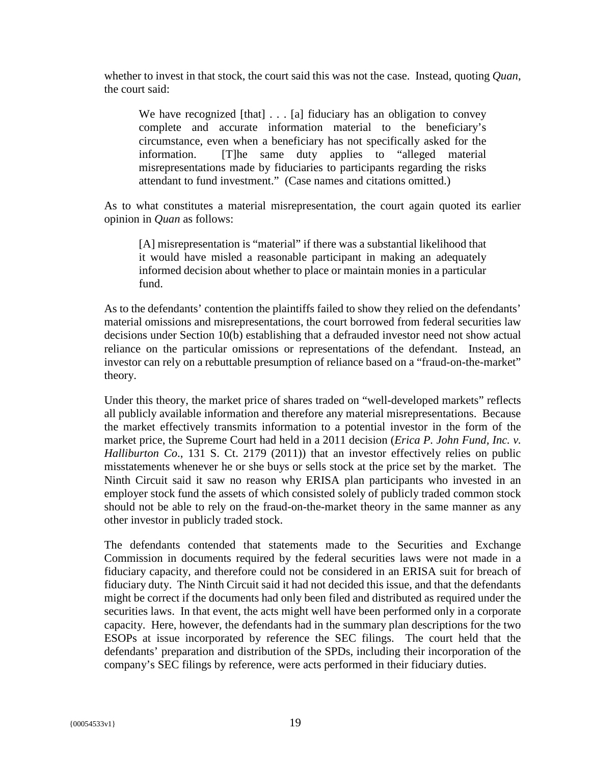whether to invest in that stock, the court said this was not the case. Instead, quoting *Quan*, the court said:

> We have recognized [that] . . . [a] fiduciary has an obligation to convey complete and accurate information material to the beneficiary's circumstance, even when a beneficiary has not specifically asked for the information. [T]he same duty applies to "alleged material misrepresentations made by fiduciaries to participants regarding the risks attendant to fund investment." (Case names and citations omitted.)

As to what constitutes a material misrepresentation, the court again quoted its earlier opinion in *Quan* as follows:

> [A] misrepresentation is "material" if there was a substantial likelihood that it would have misled a reasonable participant in making an adequately informed decision about whether to place or maintain monies in a particular fund.

As to the defendants' contention the plaintiffs failed to show they relied on the defendants' material omissions and misrepresentations, the court borrowed from federal securities law decisions under Section 10(b) establishing that a defrauded investor need not show actual reliance on the particular omissions or representations of the defendant. Instead, an investor can rely on a rebuttable presumption of reliance based on a "fraud-on-the-market" theory.

Under this theory, the market price of shares traded on "well-developed markets" reflects all publicly available information and therefore any material misrepresentations. Because the market effectively transmits information to a potential investor in the form of the market price, the Supreme Court had held in a 2011 decision (*Erica P. John Fund, Inc. v. Halliburton Co*., 131 S. Ct. 2179 (2011)) that an investor effectively relies on public misstatements whenever he or she buys or sells stock at the price set by the market. The Ninth Circuit said it saw no reason why ERISA plan participants who invested in an employer stock fund the assets of which consisted solely of publicly traded common stock should not be able to rely on the fraud-on-the-market theory in the same manner as any other investor in publicly traded stock.

The defendants contended that statements made to the Securities and Exchange Commission in documents required by the federal securities laws were not made in a fiduciary capacity, and therefore could not be considered in an ERISA suit for breach of fiduciary duty. The Ninth Circuit said it had not decided this issue, and that the defendants might be correct if the documents had only been filed and distributed as required under the securities laws. In that event, the acts might well have been performed only in a corporate capacity. Here, however, the defendants had in the summary plan descriptions for the two ESOPs at issue incorporated by reference the SEC filings. The court held that the defendants' preparation and distribution of the SPDs, including their incorporation of the company's SEC filings by reference, were acts performed in their fiduciary duties.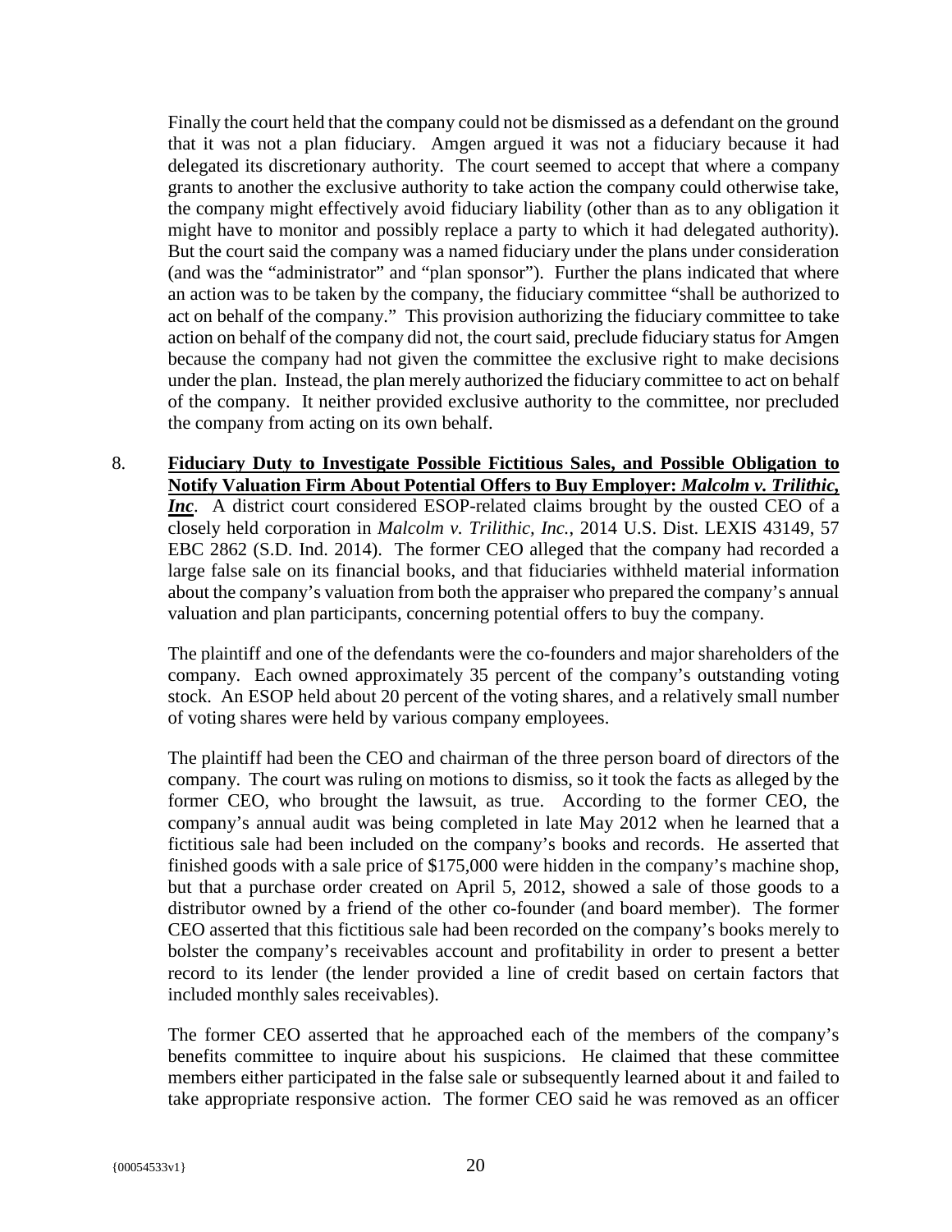Finally the court held that the company could not be dismissed as a defendant on the ground that it was not a plan fiduciary. Amgen argued it was not a fiduciary because it had delegated its discretionary authority. The court seemed to accept that where a company grants to another the exclusive authority to take action the company could otherwise take, the company might effectively avoid fiduciary liability (other than as to any obligation it might have to monitor and possibly replace a party to which it had delegated authority). But the court said the company was a named fiduciary under the plans under consideration (and was the "administrator" and "plan sponsor"). Further the plans indicated that where an action was to be taken by the company, the fiduciary committee "shall be authorized to act on behalf of the company." This provision authorizing the fiduciary committee to take action on behalf of the company did not, the court said, preclude fiduciary status for Amgen because the company had not given the committee the exclusive right to make decisions under the plan. Instead, the plan merely authorized the fiduciary committee to act on behalf of the company. It neither provided exclusive authority to the committee, nor precluded the company from acting on its own behalf.

8. **Fiduciary Duty to Investigate Possible Fictitious Sales, and Possible Obligation to Notify Valuation Firm About Potential Offers to Buy Employer: *Malcolm v. Trilithic, Inc*.** A district court considered ESOP-related claims brought by the ousted CEO of a closely held corporation in *Malcolm v. Trilithic, Inc.*, 2014 U.S. Dist. LEXIS 43149, 57 EBC 2862 (S.D. Ind. 2014). The former CEO alleged that the company had recorded a large false sale on its financial books, and that fiduciaries withheld material information about the company's valuation from both the appraiser who prepared the company's annual valuation and plan participants, concerning potential offers to buy the company.

   The plaintiff and one of the defendants were the co-founders and major shareholders of the company. Each owned approximately 35 percent of the company's outstanding voting stock. An ESOP held about 20 percent of the voting shares, and a relatively small number of voting shares were held by various company employees.

   The plaintiff had been the CEO and chairman of the three person board of directors of the company. The court was ruling on motions to dismiss, so it took the facts as alleged by the former CEO, who brought the lawsuit, as true. According to the former CEO, the company's annual audit was being completed in late May 2012 when he learned that a fictitious sale had been included on the company's books and records. He asserted that finished goods with a sale price of \$175,000 were hidden in the company's machine shop, but that a purchase order created on April 5, 2012, showed a sale of those goods to a distributor owned by a friend of the other co-founder (and board member). The former CEO asserted that this fictitious sale had been recorded on the company's books merely to bolster the company's receivables account and profitability in order to present a better record to its lender (the lender provided a line of credit based on certain factors that included monthly sales receivables).

   The former CEO asserted that he approached each of the members of the company's benefits committee to inquire about his suspicions. He claimed that these committee members either participated in the false sale or subsequently learned about it and failed to take appropriate responsive action. The former CEO said he was removed as an officer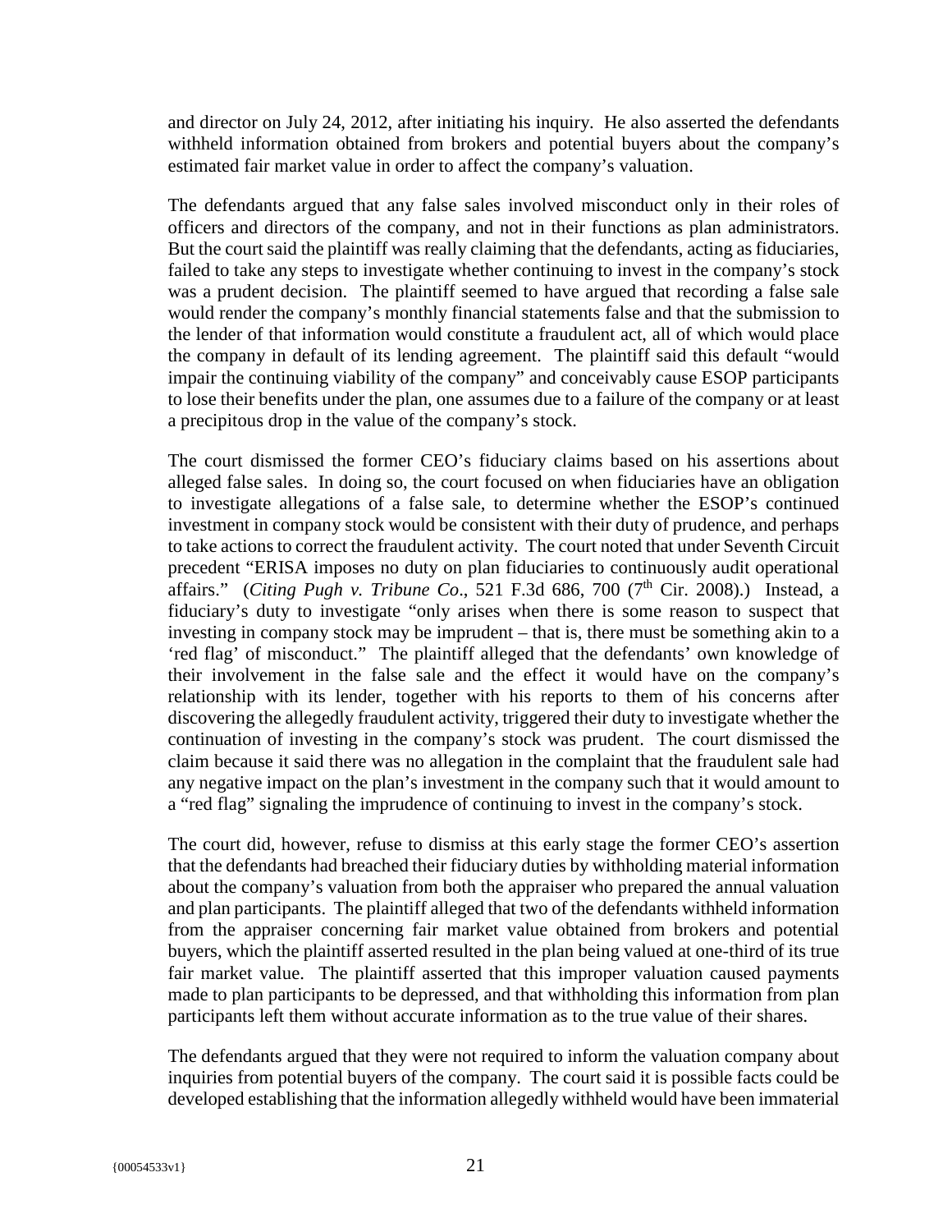and director on July 24, 2012, after initiating his inquiry. He also asserted the defendants withheld information obtained from brokers and potential buyers about the company's estimated fair market value in order to affect the company's valuation.

The defendants argued that any false sales involved misconduct only in their roles of officers and directors of the company, and not in their functions as plan administrators. But the court said the plaintiff was really claiming that the defendants, acting as fiduciaries, failed to take any steps to investigate whether continuing to invest in the company's stock was a prudent decision. The plaintiff seemed to have argued that recording a false sale would render the company's monthly financial statements false and that the submission to the lender of that information would constitute a fraudulent act, all of which would place the company in default of its lending agreement. The plaintiff said this default "would impair the continuing viability of the company" and conceivably cause ESOP participants to lose their benefits under the plan, one assumes due to a failure of the company or at least a precipitous drop in the value of the company's stock.

The court dismissed the former CEO's fiduciary claims based on his assertions about alleged false sales. In doing so, the court focused on when fiduciaries have an obligation to investigate allegations of a false sale, to determine whether the ESOP's continued investment in company stock would be consistent with their duty of prudence, and perhaps to take actions to correct the fraudulent activity. The court noted that under Seventh Circuit precedent "ERISA imposes no duty on plan fiduciaries to continuously audit operational affairs." (*Citing Pugh v. Tribune Co*., 521 F.3d 686, 700 (7th Cir. 2008).) Instead, a fiduciary's duty to investigate "only arises when there is some reason to suspect that investing in company stock may be imprudent – that is, there must be something akin to a 'red flag' of misconduct." The plaintiff alleged that the defendants' own knowledge of their involvement in the false sale and the effect it would have on the company's relationship with its lender, together with his reports to them of his concerns after discovering the allegedly fraudulent activity, triggered their duty to investigate whether the continuation of investing in the company's stock was prudent. The court dismissed the claim because it said there was no allegation in the complaint that the fraudulent sale had any negative impact on the plan's investment in the company such that it would amount to a "red flag" signaling the imprudence of continuing to invest in the company's stock.

The court did, however, refuse to dismiss at this early stage the former CEO's assertion that the defendants had breached their fiduciary duties by withholding material information about the company's valuation from both the appraiser who prepared the annual valuation and plan participants. The plaintiff alleged that two of the defendants withheld information from the appraiser concerning fair market value obtained from brokers and potential buyers, which the plaintiff asserted resulted in the plan being valued at one-third of its true fair market value. The plaintiff asserted that this improper valuation caused payments made to plan participants to be depressed, and that withholding this information from plan participants left them without accurate information as to the true value of their shares.

The defendants argued that they were not required to inform the valuation company about inquiries from potential buyers of the company. The court said it is possible facts could be developed establishing that the information allegedly withheld would have been immaterial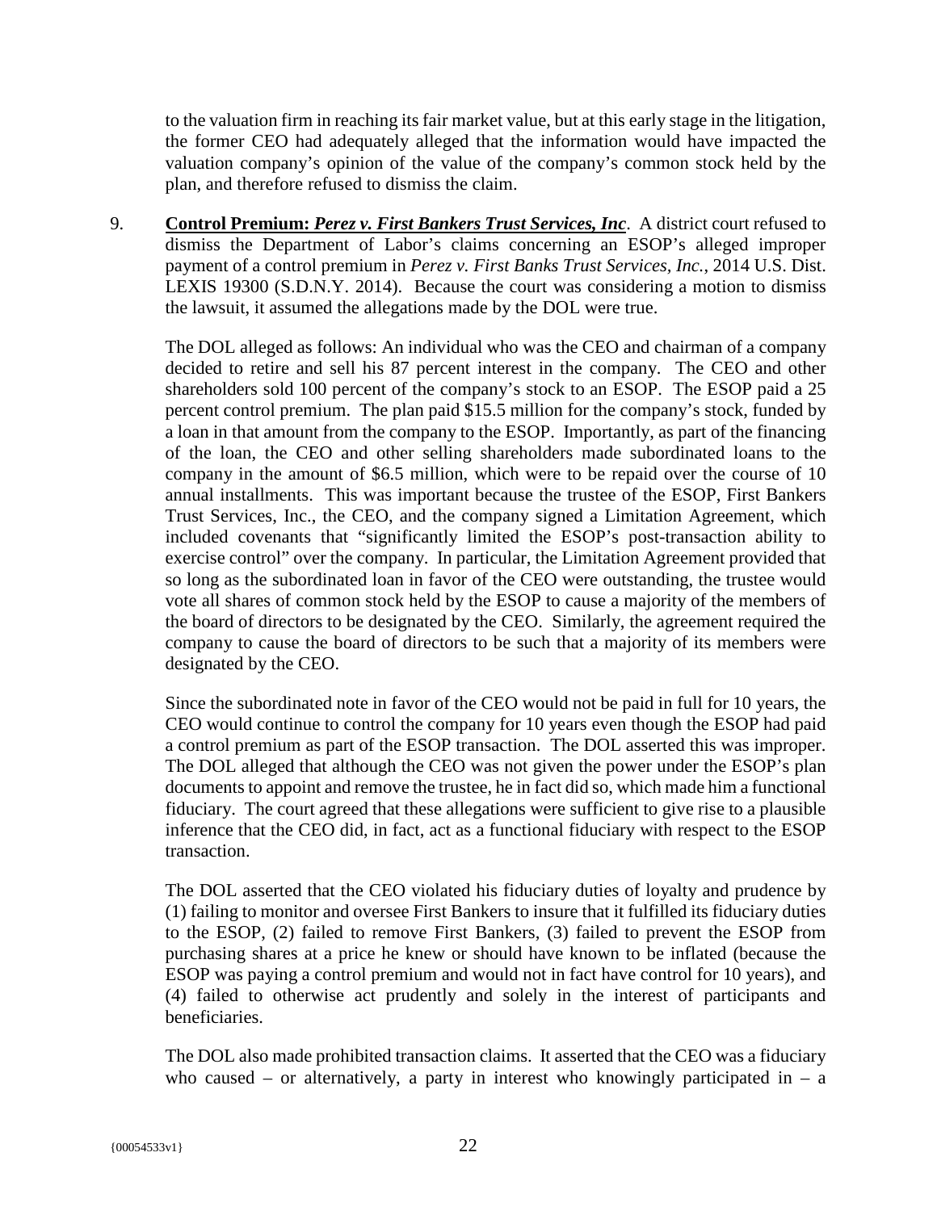to the valuation firm in reaching its fair market value, but at this early stage in the litigation, the former CEO had adequately alleged that the information would have impacted the valuation company's opinion of the value of the company's common stock held by the plan, and therefore refused to dismiss the claim.

9. **Control Premium: *Perez v. First Bankers Trust Services, Inc*.** A district court refused to dismiss the Department of Labor's claims concerning an ESOP's alleged improper payment of a control premium in *Perez v. First Banks Trust Services, Inc.*, 2014 U.S. Dist. LEXIS 19300 (S.D.N.Y. 2014). Because the court was considering a motion to dismiss the lawsuit, it assumed the allegations made by the DOL were true.

   The DOL alleged as follows: An individual who was the CEO and chairman of a company decided to retire and sell his 87 percent interest in the company. The CEO and other shareholders sold 100 percent of the company's stock to an ESOP. The ESOP paid a 25 percent control premium. The plan paid $15.5 million for the company's stock, funded by a loan in that amount from the company to the ESOP. Importantly, as part of the financing of the loan, the CEO and other selling shareholders made subordinated loans to the company in the amount of $6.5 million, which were to be repaid over the course of 10 annual installments. This was important because the trustee of the ESOP, First Bankers Trust Services, Inc., the CEO, and the company signed a Limitation Agreement, which included covenants that "significantly limited the ESOP's post-transaction ability to exercise control" over the company. In particular, the Limitation Agreement provided that so long as the subordinated loan in favor of the CEO were outstanding, the trustee would vote all shares of common stock held by the ESOP to cause a majority of the members of the board of directors to be designated by the CEO. Similarly, the agreement required the company to cause the board of directors to be such that a majority of its members were designated by the CEO.

   Since the subordinated note in favor of the CEO would not be paid in full for 10 years, the CEO would continue to control the company for 10 years even though the ESOP had paid a control premium as part of the ESOP transaction. The DOL asserted this was improper. The DOL alleged that although the CEO was not given the power under the ESOP's plan documents to appoint and remove the trustee, he in fact did so, which made him a functional fiduciary. The court agreed that these allegations were sufficient to give rise to a plausible inference that the CEO did, in fact, act as a functional fiduciary with respect to the ESOP transaction.

   The DOL asserted that the CEO violated his fiduciary duties of loyalty and prudence by (1) failing to monitor and oversee First Bankers to insure that it fulfilled its fiduciary duties to the ESOP, (2) failed to remove First Bankers, (3) failed to prevent the ESOP from purchasing shares at a price he knew or should have known to be inflated (because the ESOP was paying a control premium and would not in fact have control for 10 years), and (4) failed to otherwise act prudently and solely in the interest of participants and beneficiaries.

   The DOL also made prohibited transaction claims. It asserted that the CEO was a fiduciary who caused – or alternatively, a party in interest who knowingly participated in – a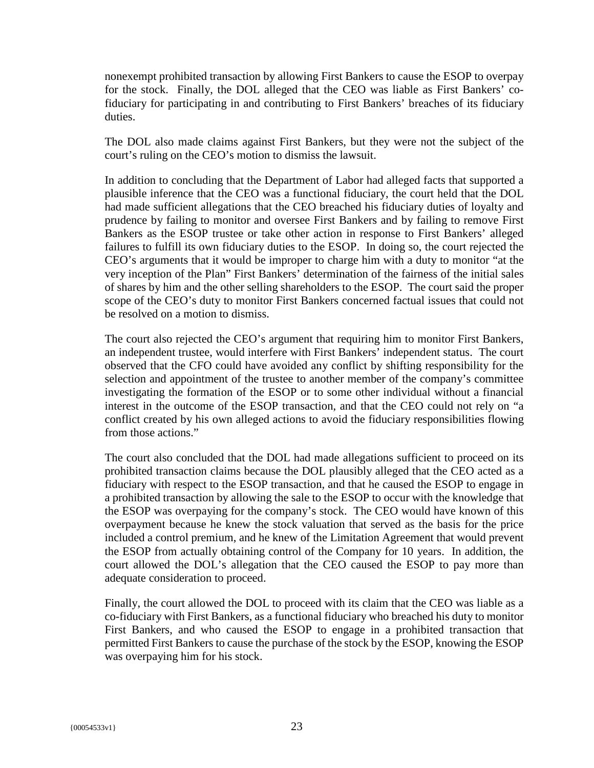nonexempt prohibited transaction by allowing First Bankers to cause the ESOP to overpay for the stock. Finally, the DOL alleged that the CEO was liable as First Bankers' co-fiduciary for participating in and contributing to First Bankers' breaches of its fiduciary duties.

The DOL also made claims against First Bankers, but they were not the subject of the court's ruling on the CEO's motion to dismiss the lawsuit.

In addition to concluding that the Department of Labor had alleged facts that supported a plausible inference that the CEO was a functional fiduciary, the court held that the DOL had made sufficient allegations that the CEO breached his fiduciary duties of loyalty and prudence by failing to monitor and oversee First Bankers and by failing to remove First Bankers as the ESOP trustee or take other action in response to First Bankers' alleged failures to fulfill its own fiduciary duties to the ESOP. In doing so, the court rejected the CEO's arguments that it would be improper to charge him with a duty to monitor "at the very inception of the Plan" First Bankers' determination of the fairness of the initial sales of shares by him and the other selling shareholders to the ESOP. The court said the proper scope of the CEO's duty to monitor First Bankers concerned factual issues that could not be resolved on a motion to dismiss.

The court also rejected the CEO's argument that requiring him to monitor First Bankers, an independent trustee, would interfere with First Bankers' independent status. The court observed that the CFO could have avoided any conflict by shifting responsibility for the selection and appointment of the trustee to another member of the company's committee investigating the formation of the ESOP or to some other individual without a financial interest in the outcome of the ESOP transaction, and that the CEO could not rely on "a conflict created by his own alleged actions to avoid the fiduciary responsibilities flowing from those actions."

The court also concluded that the DOL had made allegations sufficient to proceed on its prohibited transaction claims because the DOL plausibly alleged that the CEO acted as a fiduciary with respect to the ESOP transaction, and that he caused the ESOP to engage in a prohibited transaction by allowing the sale to the ESOP to occur with the knowledge that the ESOP was overpaying for the company's stock. The CEO would have known of this overpayment because he knew the stock valuation that served as the basis for the price included a control premium, and he knew of the Limitation Agreement that would prevent the ESOP from actually obtaining control of the Company for 10 years. In addition, the court allowed the DOL's allegation that the CEO caused the ESOP to pay more than adequate consideration to proceed.

Finally, the court allowed the DOL to proceed with its claim that the CEO was liable as a co-fiduciary with First Bankers, as a functional fiduciary who breached his duty to monitor First Bankers, and who caused the ESOP to engage in a prohibited transaction that permitted First Bankers to cause the purchase of the stock by the ESOP, knowing the ESOP was overpaying him for his stock.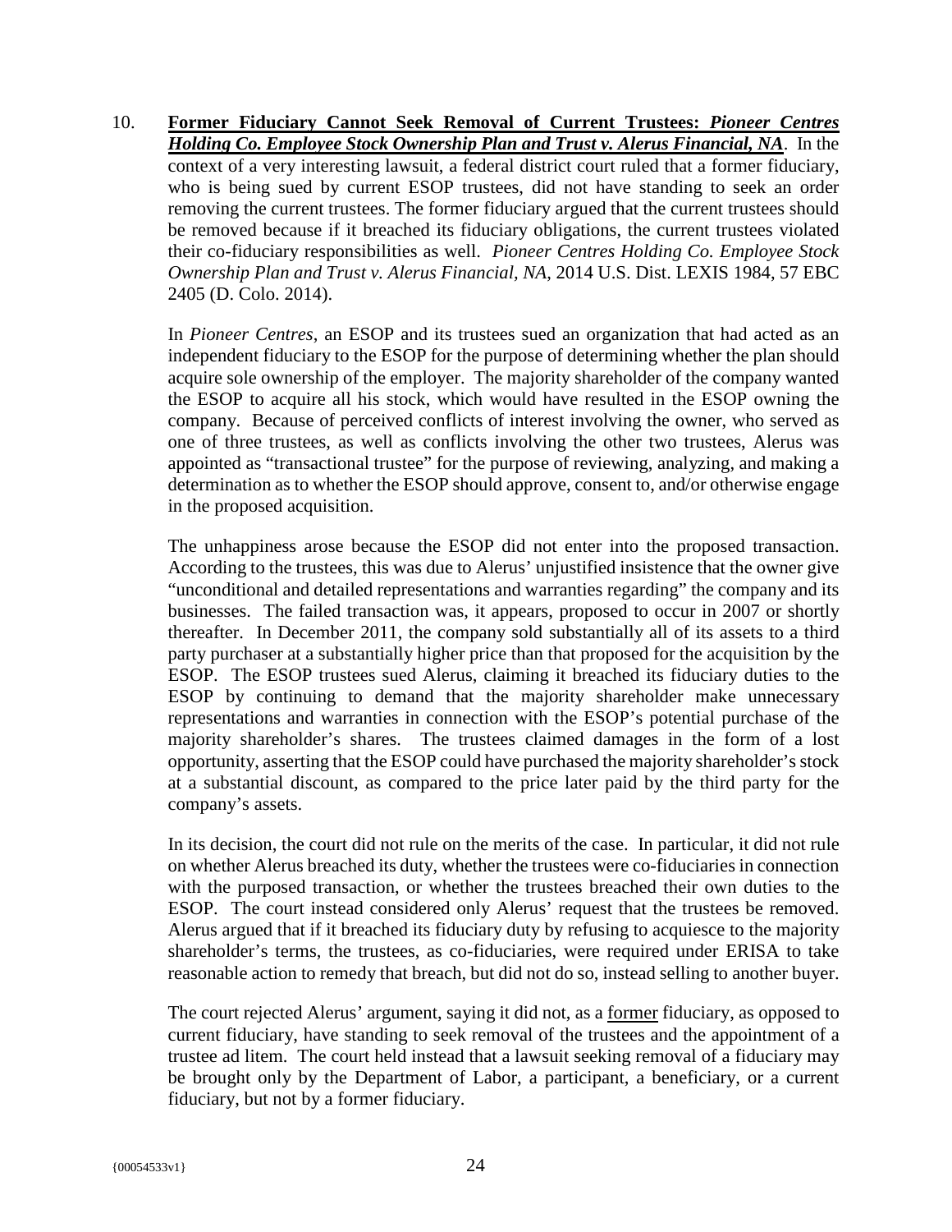10. **Former Fiduciary Cannot Seek Removal of Current Trustees: *Pioneer Centres Holding Co. Employee Stock Ownership Plan and Trust v. Alerus Financial, NA*.** In the context of a very interesting lawsuit, a federal district court ruled that a former fiduciary, who is being sued by current ESOP trustees, did not have standing to seek an order removing the current trustees. The former fiduciary argued that the current trustees should be removed because if it breached its fiduciary obligations, the current trustees violated their co-fiduciary responsibilities as well. *Pioneer Centres Holding Co. Employee Stock Ownership Plan and Trust v. Alerus Financial, NA*, 2014 U.S. Dist. LEXIS 1984, 57 EBC 2405 (D. Colo. 2014).

    In *Pioneer Centres*, an ESOP and its trustees sued an organization that had acted as an independent fiduciary to the ESOP for the purpose of determining whether the plan should acquire sole ownership of the employer. The majority shareholder of the company wanted the ESOP to acquire all his stock, which would have resulted in the ESOP owning the company. Because of perceived conflicts of interest involving the owner, who served as one of three trustees, as well as conflicts involving the other two trustees, Alerus was appointed as "transactional trustee" for the purpose of reviewing, analyzing, and making a determination as to whether the ESOP should approve, consent to, and/or otherwise engage in the proposed acquisition.

    The unhappiness arose because the ESOP did not enter into the proposed transaction. According to the trustees, this was due to Alerus' unjustified insistence that the owner give "unconditional and detailed representations and warranties regarding" the company and its businesses. The failed transaction was, it appears, proposed to occur in 2007 or shortly thereafter. In December 2011, the company sold substantially all of its assets to a third party purchaser at a substantially higher price than that proposed for the acquisition by the ESOP. The ESOP trustees sued Alerus, claiming it breached its fiduciary duties to the ESOP by continuing to demand that the majority shareholder make unnecessary representations and warranties in connection with the ESOP's potential purchase of the majority shareholder's shares. The trustees claimed damages in the form of a lost opportunity, asserting that the ESOP could have purchased the majority shareholder's stock at a substantial discount, as compared to the price later paid by the third party for the company's assets.

    In its decision, the court did not rule on the merits of the case. In particular, it did not rule on whether Alerus breached its duty, whether the trustees were co-fiduciaries in connection with the purposed transaction, or whether the trustees breached their own duties to the ESOP. The court instead considered only Alerus' request that the trustees be removed. Alerus argued that if it breached its fiduciary duty by refusing to acquiesce to the majority shareholder's terms, the trustees, as co-fiduciaries, were required under ERISA to take reasonable action to remedy that breach, but did not do so, instead selling to another buyer.

    The court rejected Alerus' argument, saying it did not, as a <u>former</u> fiduciary, as opposed to current fiduciary, have standing to seek removal of the trustees and the appointment of a trustee ad litem. The court held instead that a lawsuit seeking removal of a fiduciary may be brought only by the Department of Labor, a participant, a beneficiary, or a current fiduciary, but not by a former fiduciary.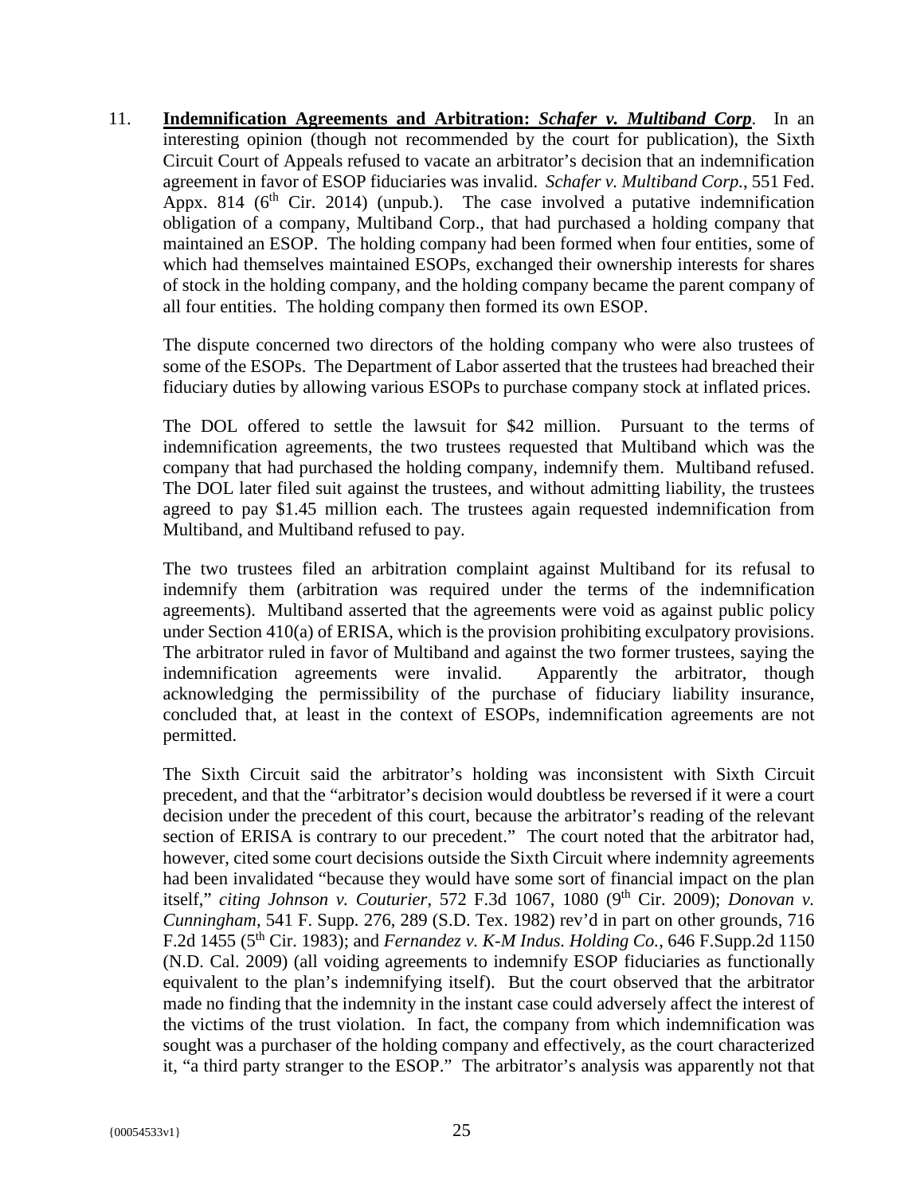11. **Indemnification Agreements and Arbitration: *Schafer v. Multiband Corp*.** In an interesting opinion (though not recommended by the court for publication), the Sixth Circuit Court of Appeals refused to vacate an arbitrator's decision that an indemnification agreement in favor of ESOP fiduciaries was invalid. *Schafer v. Multiband Corp.*, 551 Fed. Appx. 814 (6th Cir. 2014) (unpub.). The case involved a putative indemnification obligation of a company, Multiband Corp., that had purchased a holding company that maintained an ESOP. The holding company had been formed when four entities, some of which had themselves maintained ESOPs, exchanged their ownership interests for shares of stock in the holding company, and the holding company became the parent company of all four entities. The holding company then formed its own ESOP.

   The dispute concerned two directors of the holding company who were also trustees of some of the ESOPs. The Department of Labor asserted that the trustees had breached their fiduciary duties by allowing various ESOPs to purchase company stock at inflated prices.

   The DOL offered to settle the lawsuit for $42 million. Pursuant to the terms of indemnification agreements, the two trustees requested that Multiband which was the company that had purchased the holding company, indemnify them. Multiband refused. The DOL later filed suit against the trustees, and without admitting liability, the trustees agreed to pay $1.45 million each. The trustees again requested indemnification from Multiband, and Multiband refused to pay.

   The two trustees filed an arbitration complaint against Multiband for its refusal to indemnify them (arbitration was required under the terms of the indemnification agreements). Multiband asserted that the agreements were void as against public policy under Section 410(a) of ERISA, which is the provision prohibiting exculpatory provisions. The arbitrator ruled in favor of Multiband and against the two former trustees, saying the indemnification agreements were invalid. Apparently the arbitrator, though acknowledging the permissibility of the purchase of fiduciary liability insurance, concluded that, at least in the context of ESOPs, indemnification agreements are not permitted.

   The Sixth Circuit said the arbitrator's holding was inconsistent with Sixth Circuit precedent, and that the "arbitrator's decision would doubtless be reversed if it were a court decision under the precedent of this court, because the arbitrator's reading of the relevant section of ERISA is contrary to our precedent." The court noted that the arbitrator had, however, cited some court decisions outside the Sixth Circuit where indemnity agreements had been invalidated "because they would have some sort of financial impact on the plan itself," *citing Johnson v. Couturier*, 572 F.3d 1067, 1080 (9th Cir. 2009); *Donovan v. Cunningham*, 541 F. Supp. 276, 289 (S.D. Tex. 1982) rev'd in part on other grounds, 716 F.2d 1455 (5th Cir. 1983); and *Fernandez v. K-M Indus. Holding Co.*, 646 F.Supp.2d 1150 (N.D. Cal. 2009) (all voiding agreements to indemnify ESOP fiduciaries as functionally equivalent to the plan's indemnifying itself). But the court observed that the arbitrator made no finding that the indemnity in the instant case could adversely affect the interest of the victims of the trust violation. In fact, the company from which indemnification was sought was a purchaser of the holding company and effectively, as the court characterized it, "a third party stranger to the ESOP." The arbitrator's analysis was apparently not that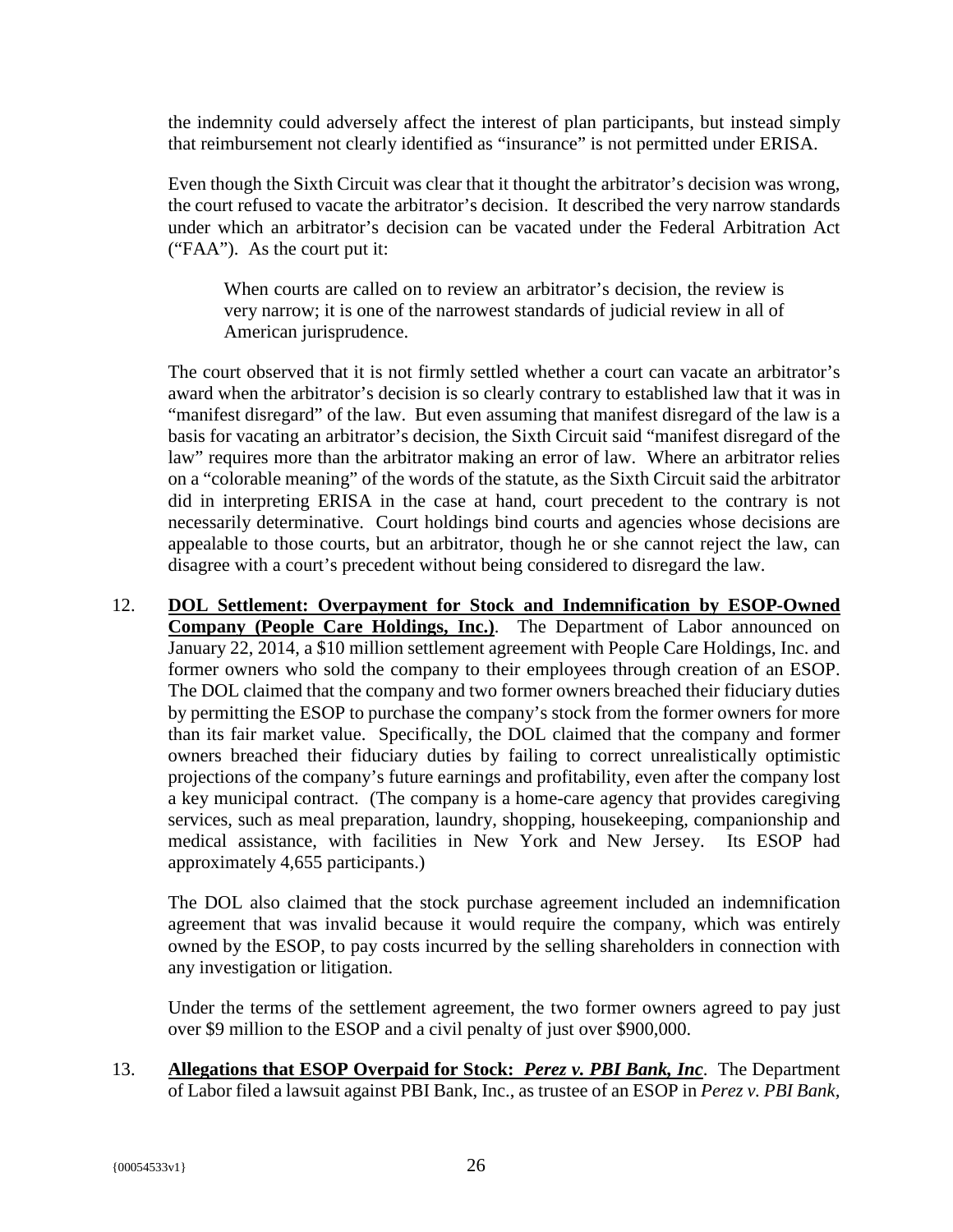the indemnity could adversely affect the interest of plan participants, but instead simply that reimbursement not clearly identified as "insurance" is not permitted under ERISA.

Even though the Sixth Circuit was clear that it thought the arbitrator's decision was wrong, the court refused to vacate the arbitrator's decision. It described the very narrow standards under which an arbitrator's decision can be vacated under the Federal Arbitration Act ("FAA"). As the court put it:

> When courts are called on to review an arbitrator's decision, the review is very narrow; it is one of the narrowest standards of judicial review in all of American jurisprudence.

The court observed that it is not firmly settled whether a court can vacate an arbitrator's award when the arbitrator's decision is so clearly contrary to established law that it was in "manifest disregard" of the law. But even assuming that manifest disregard of the law is a basis for vacating an arbitrator's decision, the Sixth Circuit said "manifest disregard of the law" requires more than the arbitrator making an error of law. Where an arbitrator relies on a "colorable meaning" of the words of the statute, as the Sixth Circuit said the arbitrator did in interpreting ERISA in the case at hand, court precedent to the contrary is not necessarily determinative. Court holdings bind courts and agencies whose decisions are appealable to those courts, but an arbitrator, though he or she cannot reject the law, can disagree with a court's precedent without being considered to disregard the law.

12. **DOL Settlement: Overpayment for Stock and Indemnification by ESOP-Owned Company (People Care Holdings, Inc.)**. The Department of Labor announced on January 22, 2014, a $10 million settlement agreement with People Care Holdings, Inc. and former owners who sold the company to their employees through creation of an ESOP. The DOL claimed that the company and two former owners breached their fiduciary duties by permitting the ESOP to purchase the company's stock from the former owners for more than its fair market value. Specifically, the DOL claimed that the company and former owners breached their fiduciary duties by failing to correct unrealistically optimistic projections of the company's future earnings and profitability, even after the company lost a key municipal contract. (The company is a home-care agency that provides caregiving services, such as meal preparation, laundry, shopping, housekeeping, companionship and medical assistance, with facilities in New York and New Jersey. Its ESOP had approximately 4,655 participants.)

    The DOL also claimed that the stock purchase agreement included an indemnification agreement that was invalid because it would require the company, which was entirely owned by the ESOP, to pay costs incurred by the selling shareholders in connection with any investigation or litigation.

    Under the terms of the settlement agreement, the two former owners agreed to pay just over $9 million to the ESOP and a civil penalty of just over $900,000.

13. **Allegations that ESOP Overpaid for Stock: *Perez v. PBI Bank, Inc***. The Department of Labor filed a lawsuit against PBI Bank, Inc., as trustee of an ESOP in *Perez v. PBI Bank,*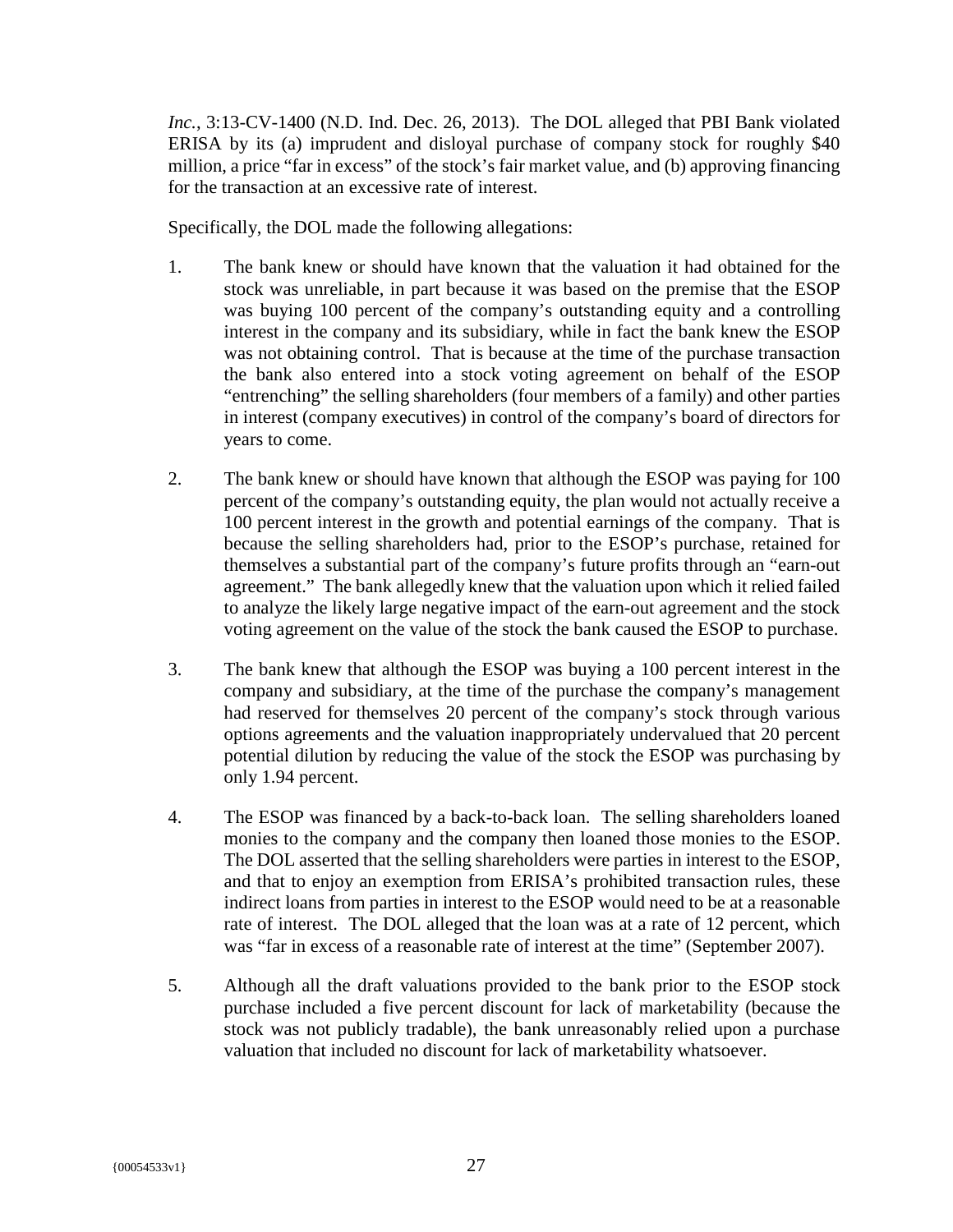*Inc.*, 3:13-CV-1400 (N.D. Ind. Dec. 26, 2013). The DOL alleged that PBI Bank violated ERISA by its (a) imprudent and disloyal purchase of company stock for roughly $40 million, a price "far in excess" of the stock's fair market value, and (b) approving financing for the transaction at an excessive rate of interest.

Specifically, the DOL made the following allegations:

1. The bank knew or should have known that the valuation it had obtained for the stock was unreliable, in part because it was based on the premise that the ESOP was buying 100 percent of the company's outstanding equity and a controlling interest in the company and its subsidiary, while in fact the bank knew the ESOP was not obtaining control. That is because at the time of the purchase transaction the bank also entered into a stock voting agreement on behalf of the ESOP "entrenching" the selling shareholders (four members of a family) and other parties in interest (company executives) in control of the company's board of directors for years to come.

2. The bank knew or should have known that although the ESOP was paying for 100 percent of the company's outstanding equity, the plan would not actually receive a 100 percent interest in the growth and potential earnings of the company. That is because the selling shareholders had, prior to the ESOP's purchase, retained for themselves a substantial part of the company's future profits through an "earn-out agreement." The bank allegedly knew that the valuation upon which it relied failed to analyze the likely large negative impact of the earn-out agreement and the stock voting agreement on the value of the stock the bank caused the ESOP to purchase.

3. The bank knew that although the ESOP was buying a 100 percent interest in the company and subsidiary, at the time of the purchase the company's management had reserved for themselves 20 percent of the company's stock through various options agreements and the valuation inappropriately undervalued that 20 percent potential dilution by reducing the value of the stock the ESOP was purchasing by only 1.94 percent.

4. The ESOP was financed by a back-to-back loan. The selling shareholders loaned monies to the company and the company then loaned those monies to the ESOP. The DOL asserted that the selling shareholders were parties in interest to the ESOP, and that to enjoy an exemption from ERISA's prohibited transaction rules, these indirect loans from parties in interest to the ESOP would need to be at a reasonable rate of interest. The DOL alleged that the loan was at a rate of 12 percent, which was "far in excess of a reasonable rate of interest at the time" (September 2007).

5. Although all the draft valuations provided to the bank prior to the ESOP stock purchase included a five percent discount for lack of marketability (because the stock was not publicly tradable), the bank unreasonably relied upon a purchase valuation that included no discount for lack of marketability whatsoever.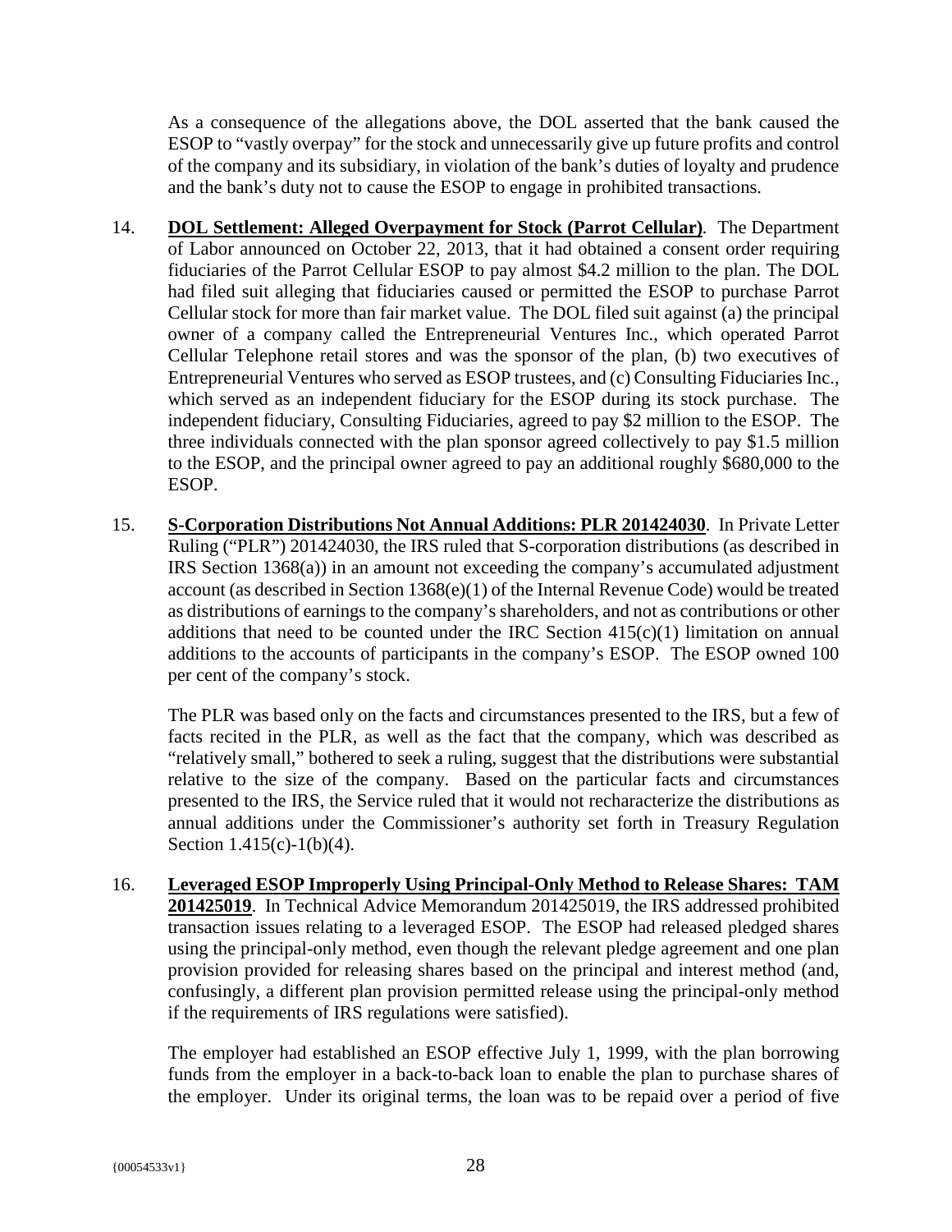As a consequence of the allegations above, the DOL asserted that the bank caused the ESOP to "vastly overpay" for the stock and unnecessarily give up future profits and control of the company and its subsidiary, in violation of the bank's duties of loyalty and prudence and the bank's duty not to cause the ESOP to engage in prohibited transactions.

14. **DOL Settlement: Alleged Overpayment for Stock (Parrot Cellular)**. The Department of Labor announced on October 22, 2013, that it had obtained a consent order requiring fiduciaries of the Parrot Cellular ESOP to pay almost $4.2 million to the plan. The DOL had filed suit alleging that fiduciaries caused or permitted the ESOP to purchase Parrot Cellular stock for more than fair market value. The DOL filed suit against (a) the principal owner of a company called the Entrepreneurial Ventures Inc., which operated Parrot Cellular Telephone retail stores and was the sponsor of the plan, (b) two executives of Entrepreneurial Ventures who served as ESOP trustees, and (c) Consulting Fiduciaries Inc., which served as an independent fiduciary for the ESOP during its stock purchase. The independent fiduciary, Consulting Fiduciaries, agreed to pay $2 million to the ESOP. The three individuals connected with the plan sponsor agreed collectively to pay $1.5 million to the ESOP, and the principal owner agreed to pay an additional roughly $680,000 to the ESOP.

15. **S-Corporation Distributions Not Annual Additions: PLR 201424030**. In Private Letter Ruling ("PLR") 201424030, the IRS ruled that S-corporation distributions (as described in IRS Section 1368(a)) in an amount not exceeding the company's accumulated adjustment account (as described in Section 1368(e)(1) of the Internal Revenue Code) would be treated as distributions of earnings to the company's shareholders, and not as contributions or other additions that need to be counted under the IRC Section 415(c)(1) limitation on annual additions to the accounts of participants in the company's ESOP. The ESOP owned 100 per cent of the company's stock.

    The PLR was based only on the facts and circumstances presented to the IRS, but a few of facts recited in the PLR, as well as the fact that the company, which was described as "relatively small," bothered to seek a ruling, suggest that the distributions were substantial relative to the size of the company. Based on the particular facts and circumstances presented to the IRS, the Service ruled that it would not recharacterize the distributions as annual additions under the Commissioner's authority set forth in Treasury Regulation Section 1.415(c)-1(b)(4).

16. **Leveraged ESOP Improperly Using Principal-Only Method to Release Shares: TAM 201425019**. In Technical Advice Memorandum 201425019, the IRS addressed prohibited transaction issues relating to a leveraged ESOP. The ESOP had released pledged shares using the principal-only method, even though the relevant pledge agreement and one plan provision provided for releasing shares based on the principal and interest method (and, confusingly, a different plan provision permitted release using the principal-only method if the requirements of IRS regulations were satisfied).

    The employer had established an ESOP effective July 1, 1999, with the plan borrowing funds from the employer in a back-to-back loan to enable the plan to purchase shares of the employer. Under its original terms, the loan was to be repaid over a period of five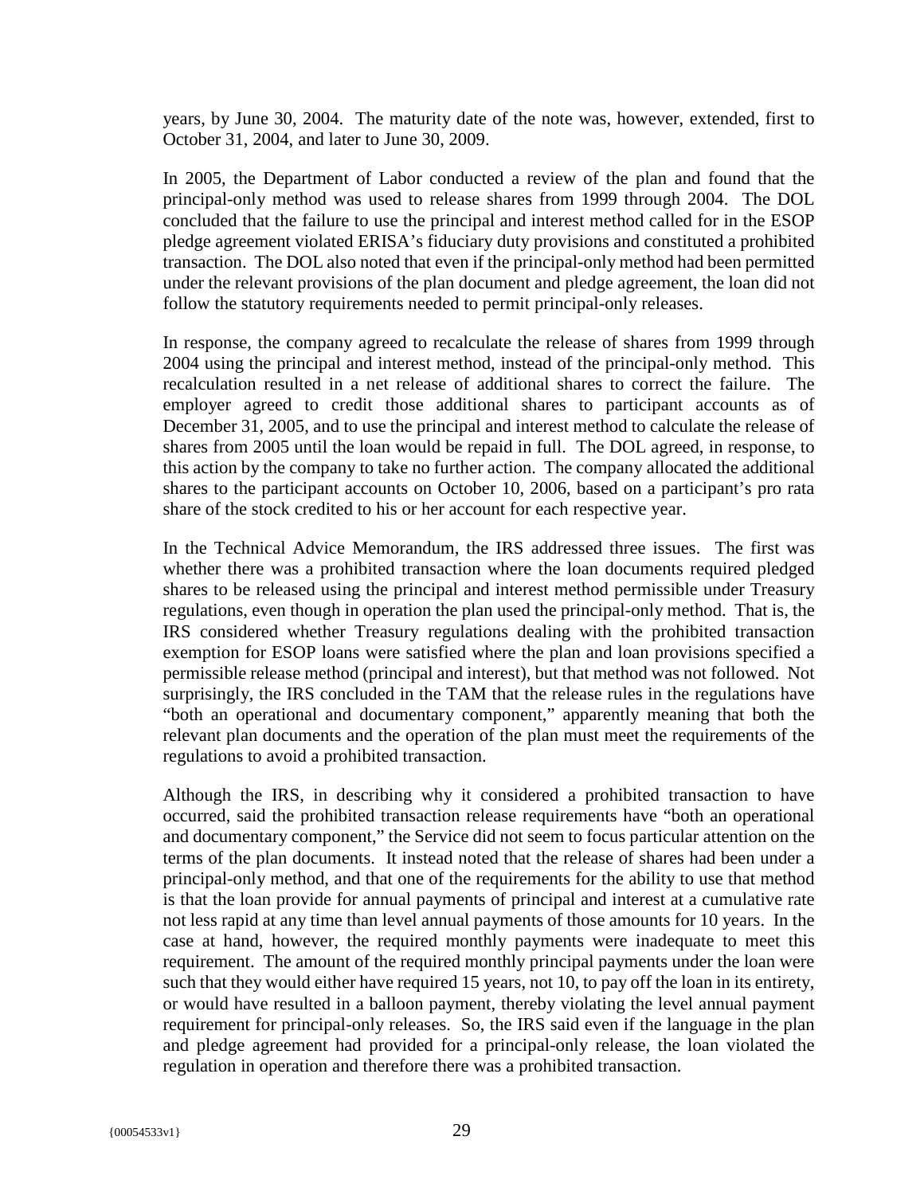years, by June 30, 2004. The maturity date of the note was, however, extended, first to October 31, 2004, and later to June 30, 2009.

In 2005, the Department of Labor conducted a review of the plan and found that the principal-only method was used to release shares from 1999 through 2004. The DOL concluded that the failure to use the principal and interest method called for in the ESOP pledge agreement violated ERISA's fiduciary duty provisions and constituted a prohibited transaction. The DOL also noted that even if the principal-only method had been permitted under the relevant provisions of the plan document and pledge agreement, the loan did not follow the statutory requirements needed to permit principal-only releases.

In response, the company agreed to recalculate the release of shares from 1999 through 2004 using the principal and interest method, instead of the principal-only method. This recalculation resulted in a net release of additional shares to correct the failure. The employer agreed to credit those additional shares to participant accounts as of December 31, 2005, and to use the principal and interest method to calculate the release of shares from 2005 until the loan would be repaid in full. The DOL agreed, in response, to this action by the company to take no further action. The company allocated the additional shares to the participant accounts on October 10, 2006, based on a participant's pro rata share of the stock credited to his or her account for each respective year.

In the Technical Advice Memorandum, the IRS addressed three issues. The first was whether there was a prohibited transaction where the loan documents required pledged shares to be released using the principal and interest method permissible under Treasury regulations, even though in operation the plan used the principal-only method. That is, the IRS considered whether Treasury regulations dealing with the prohibited transaction exemption for ESOP loans were satisfied where the plan and loan provisions specified a permissible release method (principal and interest), but that method was not followed. Not surprisingly, the IRS concluded in the TAM that the release rules in the regulations have "both an operational and documentary component," apparently meaning that both the relevant plan documents and the operation of the plan must meet the requirements of the regulations to avoid a prohibited transaction.

Although the IRS, in describing why it considered a prohibited transaction to have occurred, said the prohibited transaction release requirements have "both an operational and documentary component," the Service did not seem to focus particular attention on the terms of the plan documents. It instead noted that the release of shares had been under a principal-only method, and that one of the requirements for the ability to use that method is that the loan provide for annual payments of principal and interest at a cumulative rate not less rapid at any time than level annual payments of those amounts for 10 years. In the case at hand, however, the required monthly payments were inadequate to meet this requirement. The amount of the required monthly principal payments under the loan were such that they would either have required 15 years, not 10, to pay off the loan in its entirety, or would have resulted in a balloon payment, thereby violating the level annual payment requirement for principal-only releases. So, the IRS said even if the language in the plan and pledge agreement had provided for a principal-only release, the loan violated the regulation in operation and therefore there was a prohibited transaction.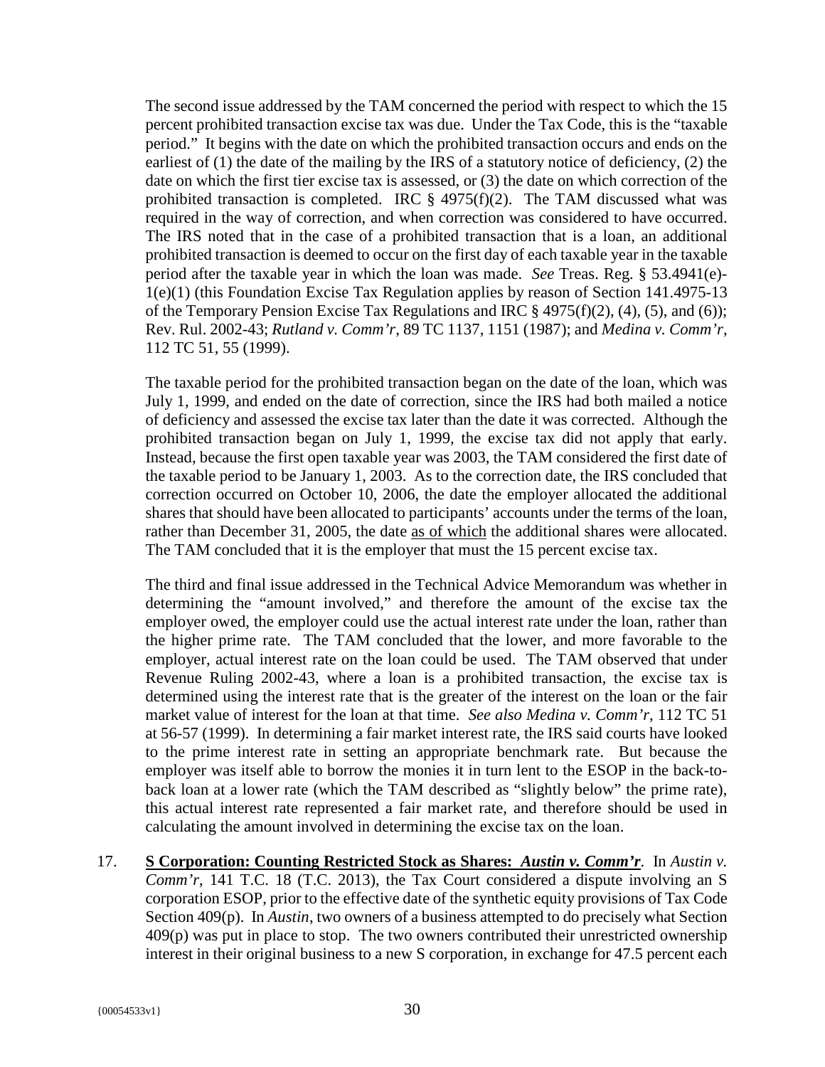The second issue addressed by the TAM concerned the period with respect to which the 15 percent prohibited transaction excise tax was due. Under the Tax Code, this is the "taxable period." It begins with the date on which the prohibited transaction occurs and ends on the earliest of (1) the date of the mailing by the IRS of a statutory notice of deficiency, (2) the date on which the first tier excise tax is assessed, or (3) the date on which correction of the prohibited transaction is completed. IRC § 4975(f)(2). The TAM discussed what was required in the way of correction, and when correction was considered to have occurred. The IRS noted that in the case of a prohibited transaction that is a loan, an additional prohibited transaction is deemed to occur on the first day of each taxable year in the taxable period after the taxable year in which the loan was made. *See* Treas. Reg. § 53.4941(e)-1(e)(1) (this Foundation Excise Tax Regulation applies by reason of Section 141.4975-13 of the Temporary Pension Excise Tax Regulations and IRC § 4975(f)(2), (4), (5), and (6)); Rev. Rul. 2002-43; *Rutland v. Comm'r*, 89 TC 1137, 1151 (1987); and *Medina v. Comm'r*, 112 TC 51, 55 (1999).

The taxable period for the prohibited transaction began on the date of the loan, which was July 1, 1999, and ended on the date of correction, since the IRS had both mailed a notice of deficiency and assessed the excise tax later than the date it was corrected. Although the prohibited transaction began on July 1, 1999, the excise tax did not apply that early. Instead, because the first open taxable year was 2003, the TAM considered the first date of the taxable period to be January 1, 2003. As to the correction date, the IRS concluded that correction occurred on October 10, 2006, the date the employer allocated the additional shares that should have been allocated to participants' accounts under the terms of the loan, rather than December 31, 2005, the date <u>as of which</u> the additional shares were allocated. The TAM concluded that it is the employer that must the 15 percent excise tax.

The third and final issue addressed in the Technical Advice Memorandum was whether in determining the "amount involved," and therefore the amount of the excise tax the employer owed, the employer could use the actual interest rate under the loan, rather than the higher prime rate. The TAM concluded that the lower, and more favorable to the employer, actual interest rate on the loan could be used. The TAM observed that under Revenue Ruling 2002-43, where a loan is a prohibited transaction, the excise tax is determined using the interest rate that is the greater of the interest on the loan or the fair market value of interest for the loan at that time. *See also Medina v. Comm'r*, 112 TC 51 at 56-57 (1999). In determining a fair market interest rate, the IRS said courts have looked to the prime interest rate in setting an appropriate benchmark rate. But because the employer was itself able to borrow the monies it in turn lent to the ESOP in the back-to-back loan at a lower rate (which the TAM described as "slightly below" the prime rate), this actual interest rate represented a fair market rate, and therefore should be used in calculating the amount involved in determining the excise tax on the loan.

17. **<u>S Corporation: Counting Restricted Stock as Shares: *Austin v. Comm'r*</u>**. In *Austin v. Comm'r*, 141 T.C. 18 (T.C. 2013), the Tax Court considered a dispute involving an S corporation ESOP, prior to the effective date of the synthetic equity provisions of Tax Code Section 409(p). In *Austin*, two owners of a business attempted to do precisely what Section 409(p) was put in place to stop. The two owners contributed their unrestricted ownership interest in their original business to a new S corporation, in exchange for 47.5 percent each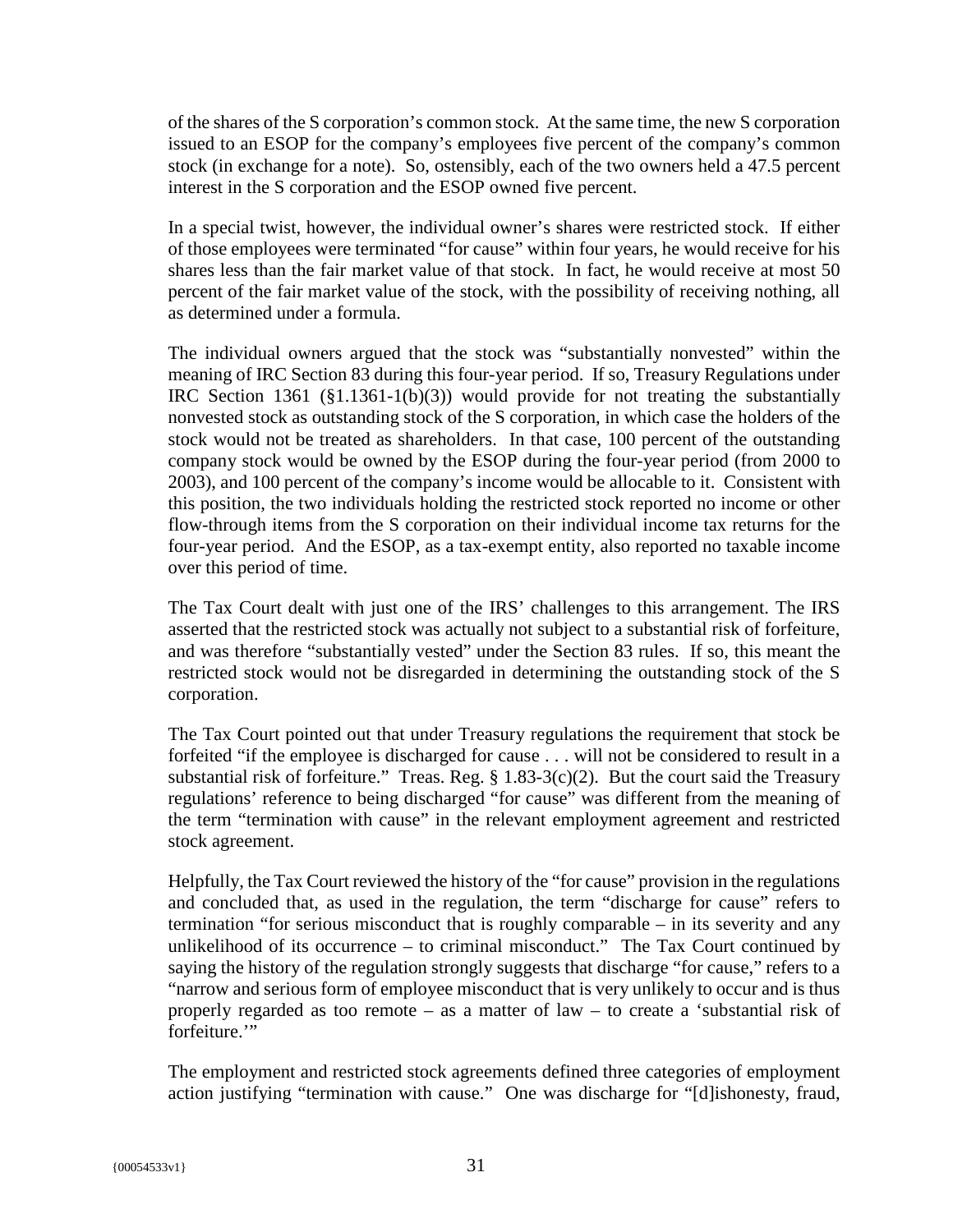of the shares of the S corporation's common stock. At the same time, the new S corporation issued to an ESOP for the company's employees five percent of the company's common stock (in exchange for a note). So, ostensibly, each of the two owners held a 47.5 percent interest in the S corporation and the ESOP owned five percent.

In a special twist, however, the individual owner's shares were restricted stock. If either of those employees were terminated "for cause" within four years, he would receive for his shares less than the fair market value of that stock. In fact, he would receive at most 50 percent of the fair market value of the stock, with the possibility of receiving nothing, all as determined under a formula.

The individual owners argued that the stock was "substantially nonvested" within the meaning of IRC Section 83 during this four-year period. If so, Treasury Regulations under IRC Section 1361 (§1.1361-1(b)(3)) would provide for not treating the substantially nonvested stock as outstanding stock of the S corporation, in which case the holders of the stock would not be treated as shareholders. In that case, 100 percent of the outstanding company stock would be owned by the ESOP during the four-year period (from 2000 to 2003), and 100 percent of the company's income would be allocable to it. Consistent with this position, the two individuals holding the restricted stock reported no income or other flow-through items from the S corporation on their individual income tax returns for the four-year period. And the ESOP, as a tax-exempt entity, also reported no taxable income over this period of time.

The Tax Court dealt with just one of the IRS' challenges to this arrangement. The IRS asserted that the restricted stock was actually not subject to a substantial risk of forfeiture, and was therefore "substantially vested" under the Section 83 rules. If so, this meant the restricted stock would not be disregarded in determining the outstanding stock of the S corporation.

The Tax Court pointed out that under Treasury regulations the requirement that stock be forfeited "if the employee is discharged for cause . . . will not be considered to result in a substantial risk of forfeiture." Treas. Reg. § 1.83-3(c)(2). But the court said the Treasury regulations' reference to being discharged "for cause" was different from the meaning of the term "termination with cause" in the relevant employment agreement and restricted stock agreement.

Helpfully, the Tax Court reviewed the history of the "for cause" provision in the regulations and concluded that, as used in the regulation, the term "discharge for cause" refers to termination "for serious misconduct that is roughly comparable – in its severity and any unlikelihood of its occurrence – to criminal misconduct." The Tax Court continued by saying the history of the regulation strongly suggests that discharge "for cause," refers to a "narrow and serious form of employee misconduct that is very unlikely to occur and is thus properly regarded as too remote – as a matter of law – to create a 'substantial risk of forfeiture.'"

The employment and restricted stock agreements defined three categories of employment action justifying "termination with cause." One was discharge for "[d]ishonesty, fraud,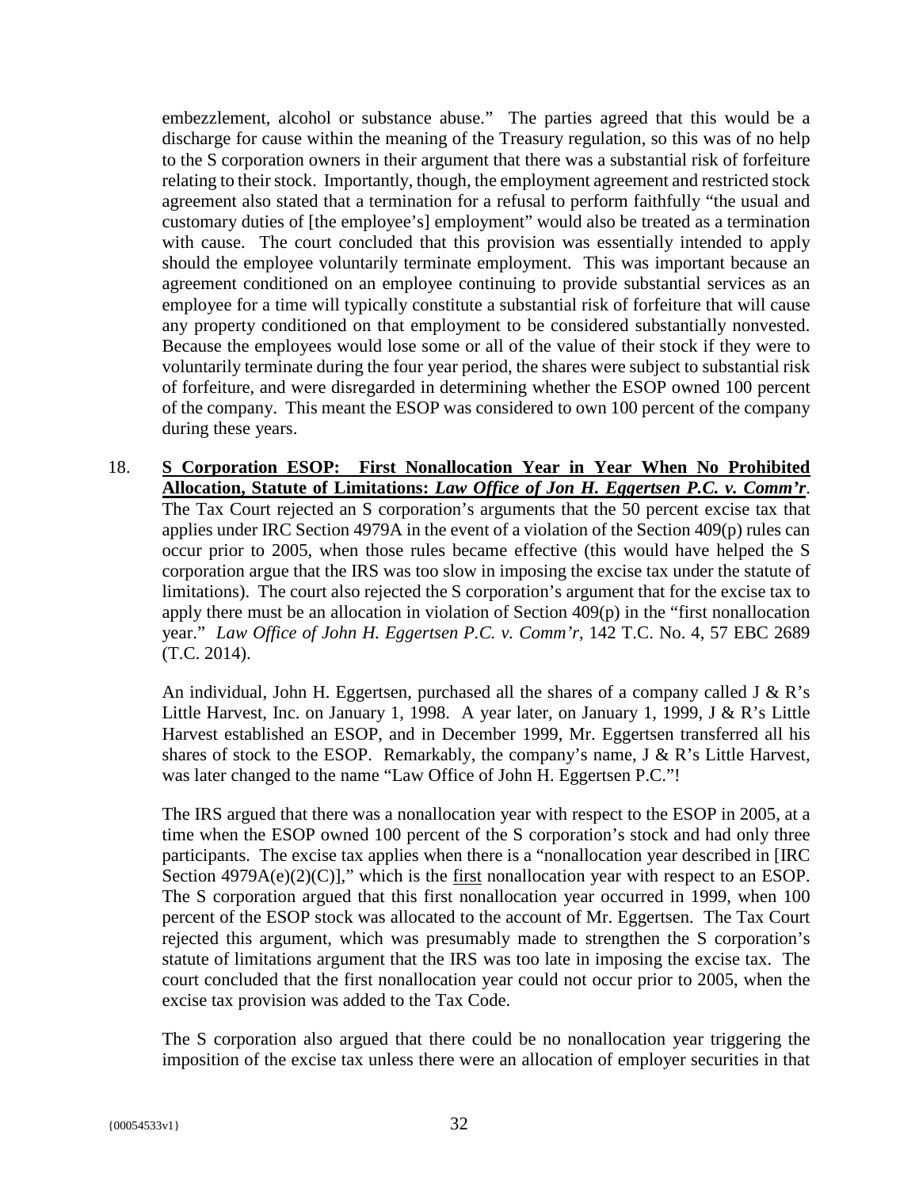embezzlement, alcohol or substance abuse." The parties agreed that this would be a discharge for cause within the meaning of the Treasury regulation, so this was of no help to the S corporation owners in their argument that there was a substantial risk of forfeiture relating to their stock. Importantly, though, the employment agreement and restricted stock agreement also stated that a termination for a refusal to perform faithfully "the usual and customary duties of [the employee's] employment" would also be treated as a termination with cause. The court concluded that this provision was essentially intended to apply should the employee voluntarily terminate employment. This was important because an agreement conditioned on an employee continuing to provide substantial services as an employee for a time will typically constitute a substantial risk of forfeiture that will cause any property conditioned on that employment to be considered substantially nonvested. Because the employees would lose some or all of the value of their stock if they were to voluntarily terminate during the four year period, the shares were subject to substantial risk of forfeiture, and were disregarded in determining whether the ESOP owned 100 percent of the company. This meant the ESOP was considered to own 100 percent of the company during these years.

18. **S Corporation ESOP: First Nonallocation Year in Year When No Prohibited Allocation, Statute of Limitations: *Law Office of Jon H. Eggertsen P.C. v. Comm'r*.** The Tax Court rejected an S corporation's arguments that the 50 percent excise tax that applies under IRC Section 4979A in the event of a violation of the Section 409(p) rules can occur prior to 2005, when those rules became effective (this would have helped the S corporation argue that the IRS was too slow in imposing the excise tax under the statute of limitations). The court also rejected the S corporation's argument that for the excise tax to apply there must be an allocation in violation of Section 409(p) in the "first nonallocation year." *Law Office of John H. Eggertsen P.C. v. Comm'r*, 142 T.C. No. 4, 57 EBC 2689 (T.C. 2014).

    An individual, John H. Eggertsen, purchased all the shares of a company called J & R's Little Harvest, Inc. on January 1, 1998. A year later, on January 1, 1999, J & R's Little Harvest established an ESOP, and in December 1999, Mr. Eggertsen transferred all his shares of stock to the ESOP. Remarkably, the company's name, J & R's Little Harvest, was later changed to the name "Law Office of John H. Eggertsen P.C."!

    The IRS argued that there was a nonallocation year with respect to the ESOP in 2005, at a time when the ESOP owned 100 percent of the S corporation's stock and had only three participants. The excise tax applies when there is a "nonallocation year described in [IRC Section 4979A(e)(2)(C)]," which is the <u>first</u> nonallocation year with respect to an ESOP. The S corporation argued that this first nonallocation year occurred in 1999, when 100 percent of the ESOP stock was allocated to the account of Mr. Eggertsen. The Tax Court rejected this argument, which was presumably made to strengthen the S corporation's statute of limitations argument that the IRS was too late in imposing the excise tax. The court concluded that the first nonallocation year could not occur prior to 2005, when the excise tax provision was added to the Tax Code.

    The S corporation also argued that there could be no nonallocation year triggering the imposition of the excise tax unless there were an allocation of employer securities in that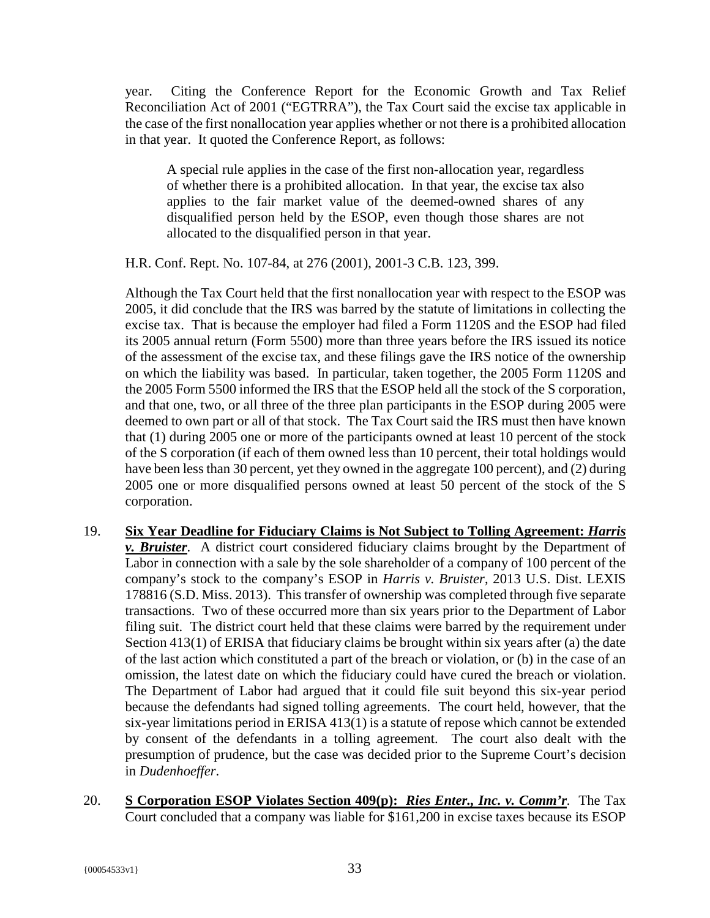year. Citing the Conference Report for the Economic Growth and Tax Relief Reconciliation Act of 2001 ("EGTRRA"), the Tax Court said the excise tax applicable in the case of the first nonallocation year applies whether or not there is a prohibited allocation in that year. It quoted the Conference Report, as follows:

> A special rule applies in the case of the first non-allocation year, regardless of whether there is a prohibited allocation. In that year, the excise tax also applies to the fair market value of the deemed-owned shares of any disqualified person held by the ESOP, even though those shares are not allocated to the disqualified person in that year.

H.R. Conf. Rept. No. 107-84, at 276 (2001), 2001-3 C.B. 123, 399.

Although the Tax Court held that the first nonallocation year with respect to the ESOP was 2005, it did conclude that the IRS was barred by the statute of limitations in collecting the excise tax. That is because the employer had filed a Form 1120S and the ESOP had filed its 2005 annual return (Form 5500) more than three years before the IRS issued its notice of the assessment of the excise tax, and these filings gave the IRS notice of the ownership on which the liability was based. In particular, taken together, the 2005 Form 1120S and the 2005 Form 5500 informed the IRS that the ESOP held all the stock of the S corporation, and that one, two, or all three of the three plan participants in the ESOP during 2005 were deemed to own part or all of that stock. The Tax Court said the IRS must then have known that (1) during 2005 one or more of the participants owned at least 10 percent of the stock of the S corporation (if each of them owned less than 10 percent, their total holdings would have been less than 30 percent, yet they owned in the aggregate 100 percent), and (2) during 2005 one or more disqualified persons owned at least 50 percent of the stock of the S corporation.

19. **Six Year Deadline for Fiduciary Claims is Not Subject to Tolling Agreement: *Harris v. Bruister*.** A district court considered fiduciary claims brought by the Department of Labor in connection with a sale by the sole shareholder of a company of 100 percent of the company's stock to the company's ESOP in *Harris v. Bruister*, 2013 U.S. Dist. LEXIS 178816 (S.D. Miss. 2013). This transfer of ownership was completed through five separate transactions. Two of these occurred more than six years prior to the Department of Labor filing suit. The district court held that these claims were barred by the requirement under Section 413(1) of ERISA that fiduciary claims be brought within six years after (a) the date of the last action which constituted a part of the breach or violation, or (b) in the case of an omission, the latest date on which the fiduciary could have cured the breach or violation. The Department of Labor had argued that it could file suit beyond this six-year period because the defendants had signed tolling agreements. The court held, however, that the six-year limitations period in ERISA 413(1) is a statute of repose which cannot be extended by consent of the defendants in a tolling agreement. The court also dealt with the presumption of prudence, but the case was decided prior to the Supreme Court's decision in *Dudenhoeffer*.

20. **S Corporation ESOP Violates Section 409(p): *Ries Enter., Inc. v. Comm'r*.** The Tax Court concluded that a company was liable for $161,200 in excise taxes because its ESOP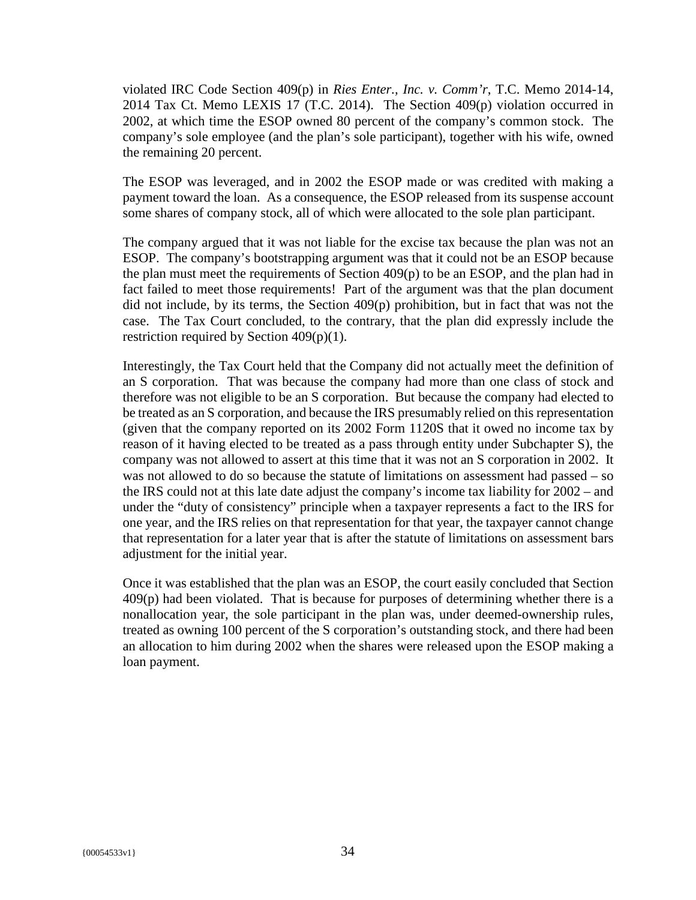violated IRC Code Section 409(p) in *Ries Enter., Inc. v. Comm'r*, T.C. Memo 2014-14, 2014 Tax Ct. Memo LEXIS 17 (T.C. 2014). The Section 409(p) violation occurred in 2002, at which time the ESOP owned 80 percent of the company's common stock. The company's sole employee (and the plan's sole participant), together with his wife, owned the remaining 20 percent.

The ESOP was leveraged, and in 2002 the ESOP made or was credited with making a payment toward the loan. As a consequence, the ESOP released from its suspense account some shares of company stock, all of which were allocated to the sole plan participant.

The company argued that it was not liable for the excise tax because the plan was not an ESOP. The company's bootstrapping argument was that it could not be an ESOP because the plan must meet the requirements of Section 409(p) to be an ESOP, and the plan had in fact failed to meet those requirements! Part of the argument was that the plan document did not include, by its terms, the Section 409(p) prohibition, but in fact that was not the case. The Tax Court concluded, to the contrary, that the plan did expressly include the restriction required by Section 409(p)(1).

Interestingly, the Tax Court held that the Company did not actually meet the definition of an S corporation. That was because the company had more than one class of stock and therefore was not eligible to be an S corporation. But because the company had elected to be treated as an S corporation, and because the IRS presumably relied on this representation (given that the company reported on its 2002 Form 1120S that it owed no income tax by reason of it having elected to be treated as a pass through entity under Subchapter S), the company was not allowed to assert at this time that it was not an S corporation in 2002. It was not allowed to do so because the statute of limitations on assessment had passed – so the IRS could not at this late date adjust the company's income tax liability for 2002 – and under the "duty of consistency" principle when a taxpayer represents a fact to the IRS for one year, and the IRS relies on that representation for that year, the taxpayer cannot change that representation for a later year that is after the statute of limitations on assessment bars adjustment for the initial year.

Once it was established that the plan was an ESOP, the court easily concluded that Section 409(p) had been violated. That is because for purposes of determining whether there is a nonallocation year, the sole participant in the plan was, under deemed-ownership rules, treated as owning 100 percent of the S corporation's outstanding stock, and there had been an allocation to him during 2002 when the shares were released upon the ESOP making a loan payment.